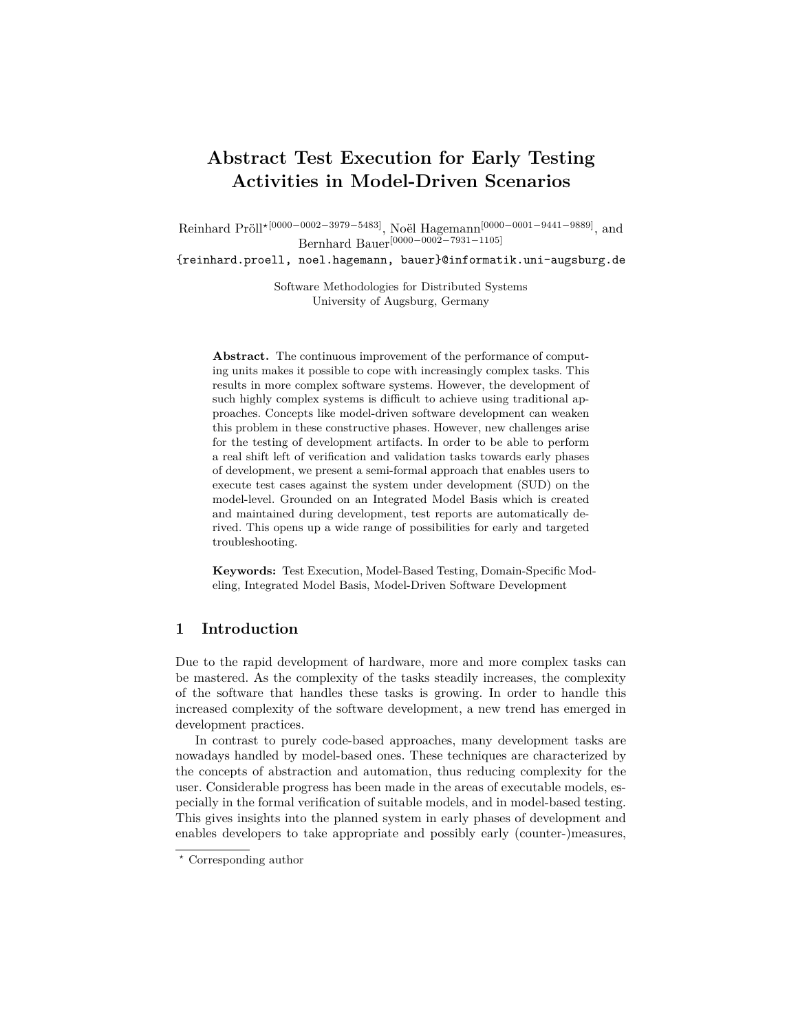# Abstract Test Execution for Early Testing Activities in Model-Driven Scenarios

Reinhard Pröll*[0000−0002−3979−5483], Noël Hagemann[0000−0001−9441−9889], and Bernhard Bauer[0000−0002−7931−1105]

{reinhard.proell, noel.hagemann, bauer}@informatik.uni-augsburg.de

Software Methodologies for Distributed Systems
University of Augsburg, Germany

**Abstract.** The continuous improvement of the performance of computing units makes it possible to cope with increasingly complex tasks. This results in more complex software systems. However, the development of such highly complex systems is difficult to achieve using traditional approaches. Concepts like model-driven software development can weaken this problem in these constructive phases. However, new challenges arise for the testing of development artifacts. In order to be able to perform a real shift left of verification and validation tasks towards early phases of development, we present a semi-formal approach that enables users to execute test cases against the system under development (SUD) on the model-level. Grounded on an Integrated Model Basis which is created and maintained during development, test reports are automatically derived. This opens up a wide range of possibilities for early and targeted troubleshooting.

**Keywords:** Test Execution, Model-Based Testing, Domain-Specific Modeling, Integrated Model Basis, Model-Driven Software Development

## 1 Introduction

Due to the rapid development of hardware, more and more complex tasks can be mastered. As the complexity of the tasks steadily increases, the complexity of the software that handles these tasks is growing. In order to handle this increased complexity of the software development, a new trend has emerged in development practices.

In contrast to purely code-based approaches, many development tasks are nowadays handled by model-based ones. These techniques are characterized by the concepts of abstraction and automation, thus reducing complexity for the user. Considerable progress has been made in the areas of executable models, especially in the formal verification of suitable models, and in model-based testing. This gives insights into the planned system in early phases of development and enables developers to take appropriate and possibly early (counter-)measures,

* Corresponding author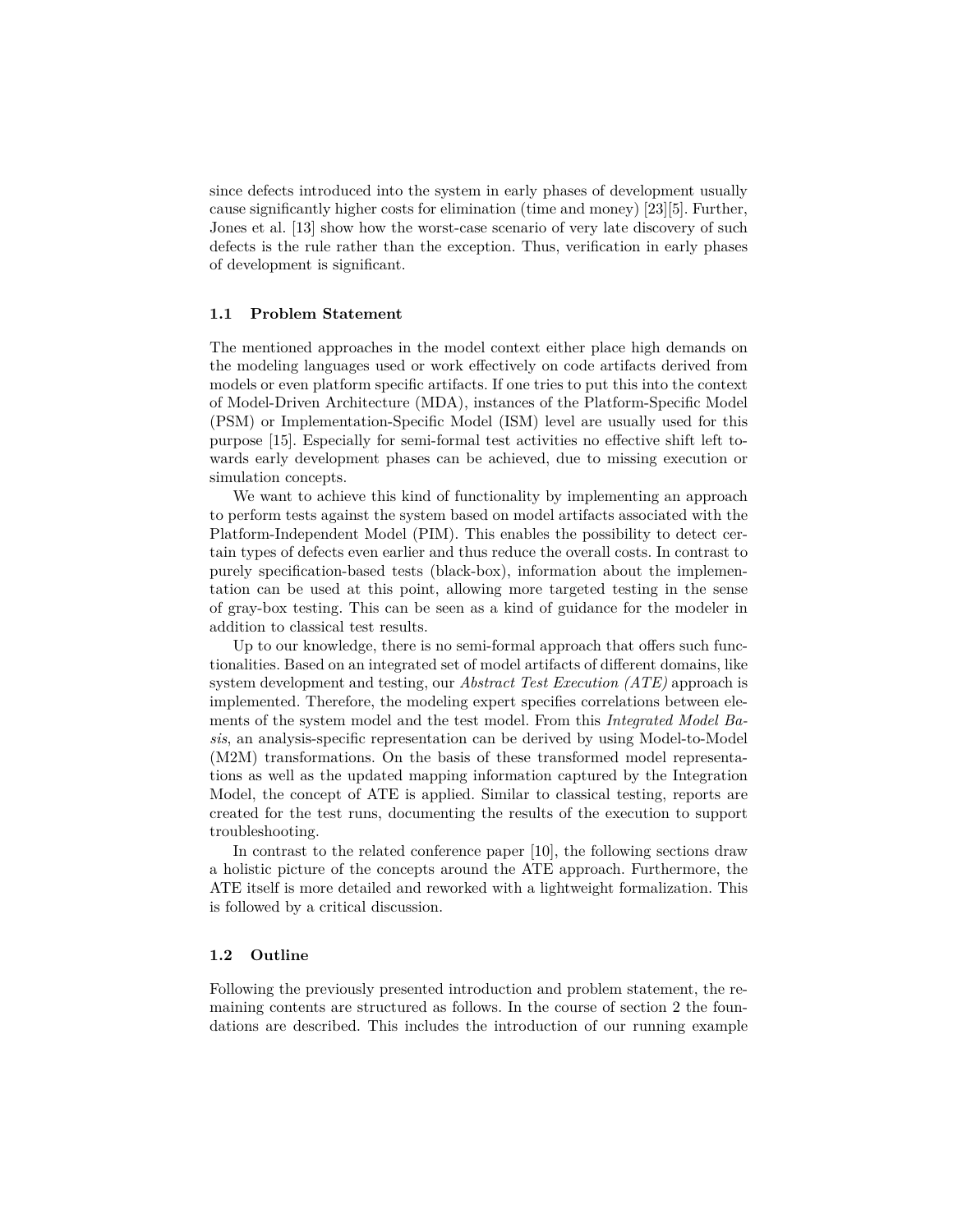since defects introduced into the system in early phases of development usually cause significantly higher costs for elimination (time and money) [23][5]. Further, Jones et al. [13] show how the worst-case scenario of very late discovery of such defects is the rule rather than the exception. Thus, verification in early phases of development is significant.

### 1.1 Problem Statement

The mentioned approaches in the model context either place high demands on the modeling languages used or work effectively on code artifacts derived from models or even platform specific artifacts. If one tries to put this into the context of Model-Driven Architecture (MDA), instances of the Platform-Specific Model (PSM) or Implementation-Specific Model (ISM) level are usually used for this purpose [15]. Especially for semi-formal test activities no effective shift left towards early development phases can be achieved, due to missing execution or simulation concepts.

We want to achieve this kind of functionality by implementing an approach to perform tests against the system based on model artifacts associated with the Platform-Independent Model (PIM). This enables the possibility to detect certain types of defects even earlier and thus reduce the overall costs. In contrast to purely specification-based tests (black-box), information about the implementation can be used at this point, allowing more targeted testing in the sense of gray-box testing. This can be seen as a kind of guidance for the modeler in addition to classical test results.

Up to our knowledge, there is no semi-formal approach that offers such functionalities. Based on an integrated set of model artifacts of different domains, like system development and testing, our *Abstract Test Execution (ATE)* approach is implemented. Therefore, the modeling expert specifies correlations between elements of the system model and the test model. From this *Integrated Model Basis*, an analysis-specific representation can be derived by using Model-to-Model (M2M) transformations. On the basis of these transformed model representations as well as the updated mapping information captured by the Integration Model, the concept of ATE is applied. Similar to classical testing, reports are created for the test runs, documenting the results of the execution to support troubleshooting.

In contrast to the related conference paper [10], the following sections draw a holistic picture of the concepts around the ATE approach. Furthermore, the ATE itself is more detailed and reworked with a lightweight formalization. This is followed by a critical discussion.

### 1.2 Outline

Following the previously presented introduction and problem statement, the remaining contents are structured as follows. In the course of section 2 the foundations are described. This includes the introduction of our running example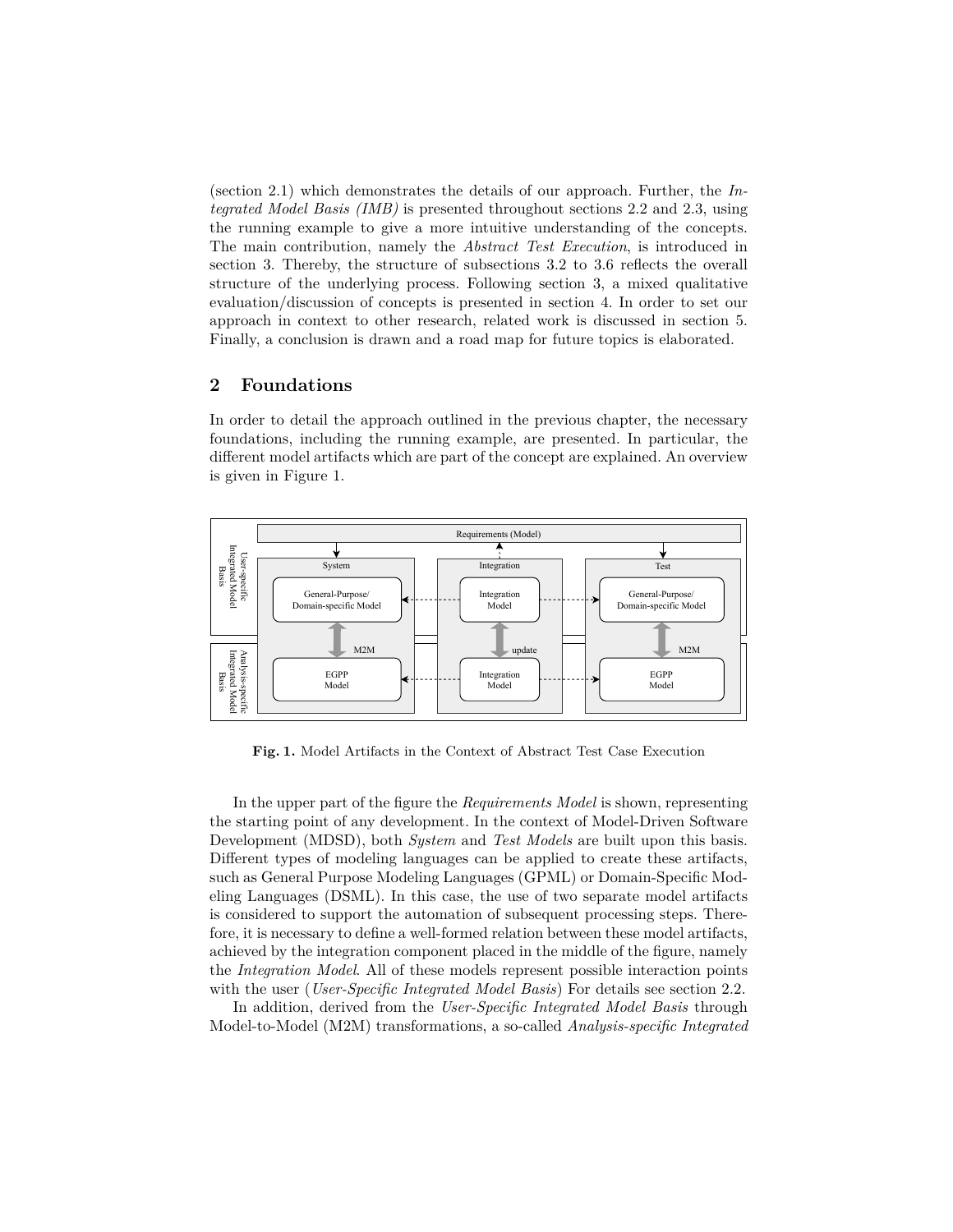(section 2.1) which demonstrates the details of our approach. Further, the *Integrated Model Basis (IMB)* is presented throughout sections 2.2 and 2.3, using the running example to give a more intuitive understanding of the concepts. The main contribution, namely the *Abstract Test Execution*, is introduced in section 3. Thereby, the structure of subsections 3.2 to 3.6 reflects the overall structure of the underlying process. Following section 3, a mixed qualitative evaluation/discussion of concepts is presented in section 4. In order to set our approach in context to other research, related work is discussed in section 5. Finally, a conclusion is drawn and a road map for future topics is elaborated.

## 2 Foundations

In order to detail the approach outlined in the previous chapter, the necessary foundations, including the running example, are presented. In particular, the different model artifacts which are part of the concept are explained. An overview is given in Figure 1.

**Fig. 1.** Model Artifacts in the Context of Abstract Test Case Execution

In the upper part of the figure the *Requirements Model* is shown, representing the starting point of any development. In the context of Model-Driven Software Development (MDSD), both *System* and *Test Models* are built upon this basis. Different types of modeling languages can be applied to create these artifacts, such as General Purpose Modeling Languages (GPML) or Domain-Specific Modeling Languages (DSML). In this case, the use of two separate model artifacts is considered to support the automation of subsequent processing steps. Therefore, it is necessary to define a well-formed relation between these model artifacts, achieved by the integration component placed in the middle of the figure, namely the *Integration Model*. All of these models represent possible interaction points with the user (*User-Specific Integrated Model Basis*) For details see section 2.2.

In addition, derived from the *User-Specific Integrated Model Basis* through Model-to-Model (M2M) transformations, a so-called *Analysis-specific Integrated*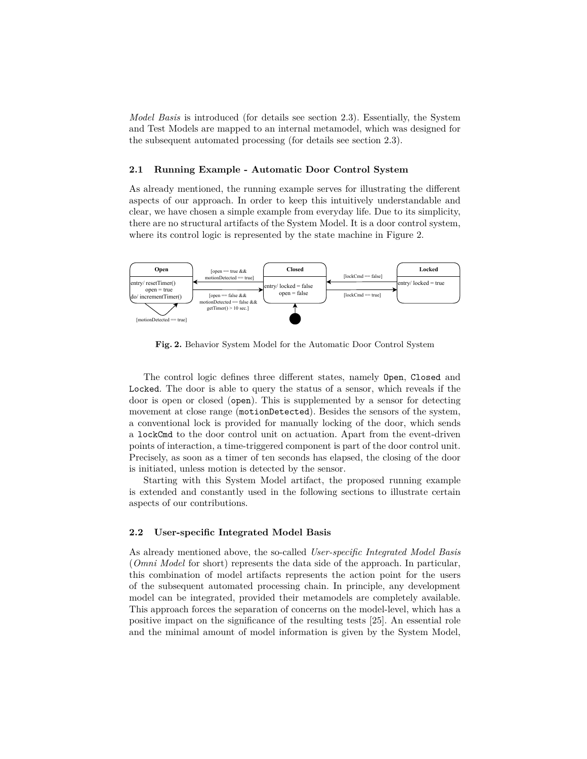*Model Basis* is introduced (for details see section 2.3). Essentially, the System and Test Models are mapped to an internal metamodel, which was designed for the subsequent automated processing (for details see section 2.3).

### 2.1 Running Example - Automatic Door Control System

As already mentioned, the running example serves for illustrating the different aspects of our approach. In order to keep this intuitively understandable and clear, we have chosen a simple example from everyday life. Due to its simplicity, there are no structural artifacts of the System Model. It is a door control system, where its control logic is represented by the state machine in Figure 2.

Open
entry/ resetTimer()
open = true
do/ incrementTimer()

Closed
entry/ locked = false
open = false

Locked
entry/ locked = true

[open == true && motionDetected == true]

[open == false && motionDetected == false && getTimer() > 10 sec.]

[lockCmd == false]

[lockCmd == true]

[motionDetected == true]

**Fig. 2.** Behavior System Model for the Automatic Door Control System

The control logic defines three different states, namely `Open`, `Closed` and `Locked`. The door is able to query the status of a sensor, which reveals if the door is open or closed (`open`). This is supplemented by a sensor for detecting movement at close range (`motionDetected`). Besides the sensors of the system, a conventional lock is provided for manually locking of the door, which sends a `lockCmd` to the door control unit on actuation. Apart from the event-driven points of interaction, a time-triggered component is part of the door control unit. Precisely, as soon as a timer of ten seconds has elapsed, the closing of the door is initiated, unless motion is detected by the sensor.

Starting with this System Model artifact, the proposed running example is extended and constantly used in the following sections to illustrate certain aspects of our contributions.

### 2.2 User-specific Integrated Model Basis

As already mentioned above, the so-called *User-specific Integrated Model Basis* (*Omni Model* for short) represents the data side of the approach. In particular, this combination of model artifacts represents the action point for the users of the subsequent automated processing chain. In principle, any development model can be integrated, provided their metamodels are completely available. This approach forces the separation of concerns on the model-level, which has a positive impact on the significance of the resulting tests [25]. An essential role and the minimal amount of model information is given by the System Model,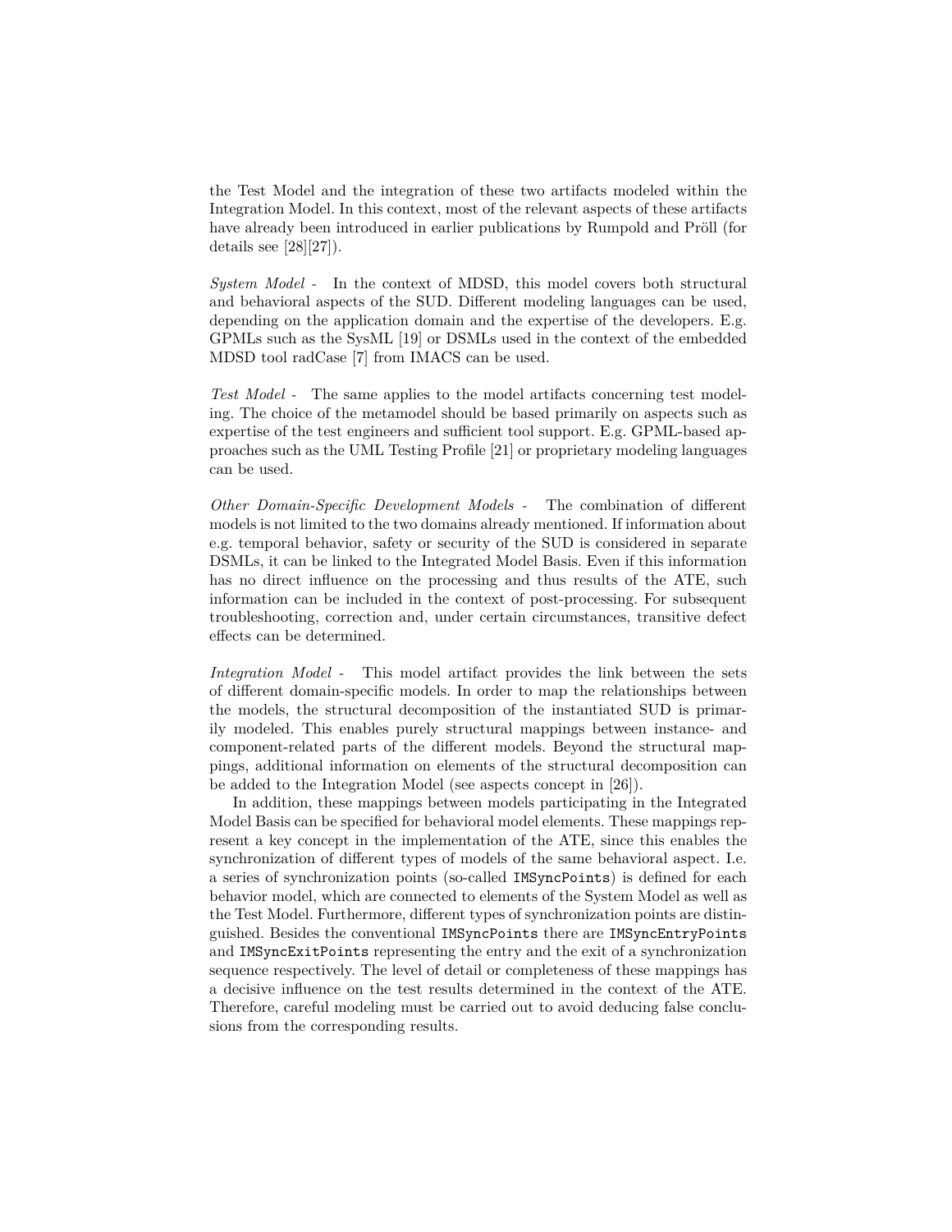the Test Model and the integration of these two artifacts modeled within the Integration Model. In this context, most of the relevant aspects of these artifacts have already been introduced in earlier publications by Rumpold and Pröll (for details see [28][27]).

*System Model -* In the context of MDSD, this model covers both structural and behavioral aspects of the SUD. Different modeling languages can be used, depending on the application domain and the expertise of the developers. E.g. GPMLs such as the SysML [19] or DSMLs used in the context of the embedded MDSD tool radCase [7] from IMACS can be used.

*Test Model -* The same applies to the model artifacts concerning test modeling. The choice of the metamodel should be based primarily on aspects such as expertise of the test engineers and sufficient tool support. E.g. GPML-based approaches such as the UML Testing Profile [21] or proprietary modeling languages can be used.

*Other Domain-Specific Development Models -* The combination of different models is not limited to the two domains already mentioned. If information about e.g. temporal behavior, safety or security of the SUD is considered in separate DSMLs, it can be linked to the Integrated Model Basis. Even if this information has no direct influence on the processing and thus results of the ATE, such information can be included in the context of post-processing. For subsequent troubleshooting, correction and, under certain circumstances, transitive defect effects can be determined.

*Integration Model -* This model artifact provides the link between the sets of different domain-specific models. In order to map the relationships between the models, the structural decomposition of the instantiated SUD is primarily modeled. This enables purely structural mappings between instance- and component-related parts of the different models. Beyond the structural mappings, additional information on elements of the structural decomposition can be added to the Integration Model (see aspects concept in [26]).

In addition, these mappings between models participating in the Integrated Model Basis can be specified for behavioral model elements. These mappings represent a key concept in the implementation of the ATE, since this enables the synchronization of different types of models of the same behavioral aspect. I.e. a series of synchronization points (so-called `IMSyncPoints`) is defined for each behavior model, which are connected to elements of the System Model as well as the Test Model. Furthermore, different types of synchronization points are distinguished. Besides the conventional `IMSyncPoints` there are `IMSyncEntryPoints` and `IMSyncExitPoints` representing the entry and the exit of a synchronization sequence respectively. The level of detail or completeness of these mappings has a decisive influence on the test results determined in the context of the ATE. Therefore, careful modeling must be carried out to avoid deducing false conclusions from the corresponding results.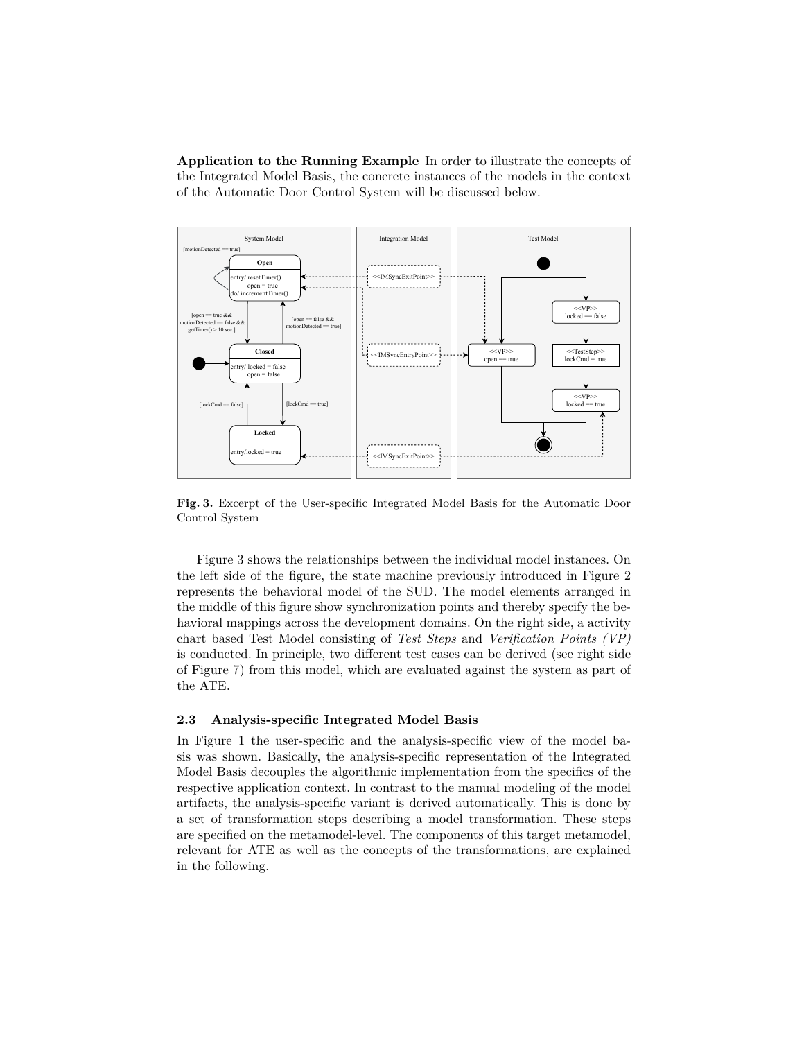**Application to the Running Example** In order to illustrate the concepts of the Integrated Model Basis, the concrete instances of the models in the context of the Automatic Door Control System will be discussed below.

**Fig. 3.** Excerpt of the User-specific Integrated Model Basis for the Automatic Door Control System

Figure 3 shows the relationships between the individual model instances. On the left side of the figure, the state machine previously introduced in Figure 2 represents the behavioral model of the SUD. The model elements arranged in the middle of this figure show synchronization points and thereby specify the behavioral mappings across the development domains. On the right side, a activity chart based Test Model consisting of *Test Steps* and *Verification Points (VP)* is conducted. In principle, two different test cases can be derived (see right side of Figure 7) from this model, which are evaluated against the system as part of the ATE.

### 2.3 Analysis-specific Integrated Model Basis

In Figure 1 the user-specific and the analysis-specific view of the model basis was shown. Basically, the analysis-specific representation of the Integrated Model Basis decouples the algorithmic implementation from the specifics of the respective application context. In contrast to the manual modeling of the model artifacts, the analysis-specific variant is derived automatically. This is done by a set of transformation steps describing a model transformation. These steps are specified on the metamodel-level. The components of this target metamodel, relevant for ATE as well as the concepts of the transformations, are explained in the following.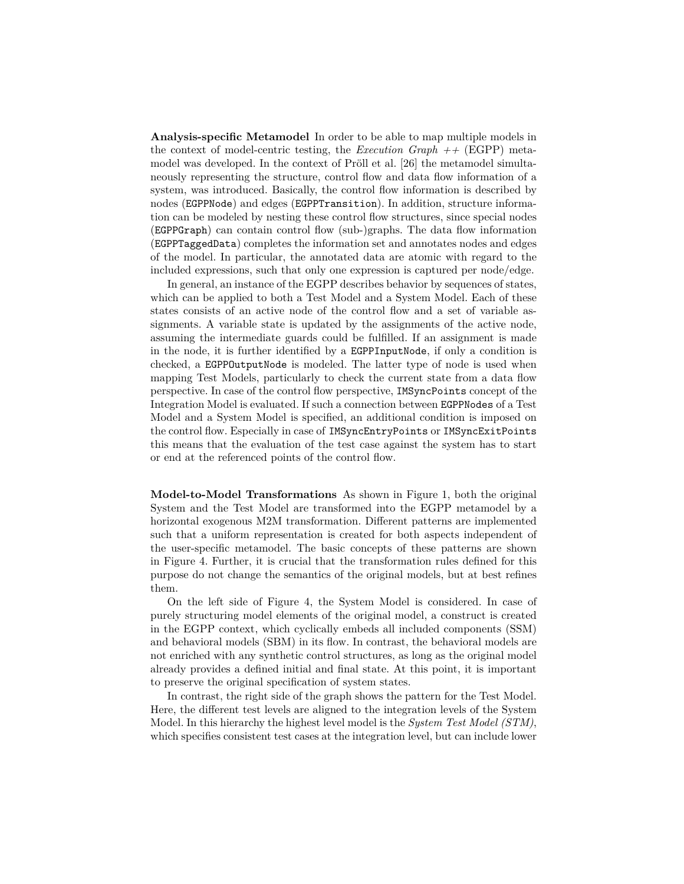**Analysis-specific Metamodel** In order to be able to map multiple models in the context of model-centric testing, the *Execution Graph ++* (EGPP) metamodel was developed. In the context of Pröll et al. [26] the metamodel simultaneously representing the structure, control flow and data flow information of a system, was introduced. Basically, the control flow information is described by nodes (`EGPPNode`) and edges (`EGPPTransition`). In addition, structure information can be modeled by nesting these control flow structures, since special nodes (`EGPPGraph`) can contain control flow (sub-)graphs. The data flow information (`EGPPTaggedData`) completes the information set and annotates nodes and edges of the model. In particular, the annotated data are atomic with regard to the included expressions, such that only one expression is captured per node/edge.

In general, an instance of the EGPP describes behavior by sequences of states, which can be applied to both a Test Model and a System Model. Each of these states consists of an active node of the control flow and a set of variable assignments. A variable state is updated by the assignments of the active node, assuming the intermediate guards could be fulfilled. If an assignment is made in the node, it is further identified by a `EGPPInputNode`, if only a condition is checked, a `EGPPOutputNode` is modeled. The latter type of node is used when mapping Test Models, particularly to check the current state from a data flow perspective. In case of the control flow perspective, `IMSyncPoints` concept of the Integration Model is evaluated. If such a connection between `EGPPNodes` of a Test Model and a System Model is specified, an additional condition is imposed on the control flow. Especially in case of `IMSyncEntryPoints` or `IMSyncExitPoints` this means that the evaluation of the test case against the system has to start or end at the referenced points of the control flow.

**Model-to-Model Transformations** As shown in Figure 1, both the original System and the Test Model are transformed into the EGPP metamodel by a horizontal exogenous M2M transformation. Different patterns are implemented such that a uniform representation is created for both aspects independent of the user-specific metamodel. The basic concepts of these patterns are shown in Figure 4. Further, it is crucial that the transformation rules defined for this purpose do not change the semantics of the original models, but at best refines them.

On the left side of Figure 4, the System Model is considered. In case of purely structuring model elements of the original model, a construct is created in the EGPP context, which cyclically embeds all included components (SSM) and behavioral models (SBM) in its flow. In contrast, the behavioral models are not enriched with any synthetic control structures, as long as the original model already provides a defined initial and final state. At this point, it is important to preserve the original specification of system states.

In contrast, the right side of the graph shows the pattern for the Test Model. Here, the different test levels are aligned to the integration levels of the System Model. In this hierarchy the highest level model is the *System Test Model (STM)*, which specifies consistent test cases at the integration level, but can include lower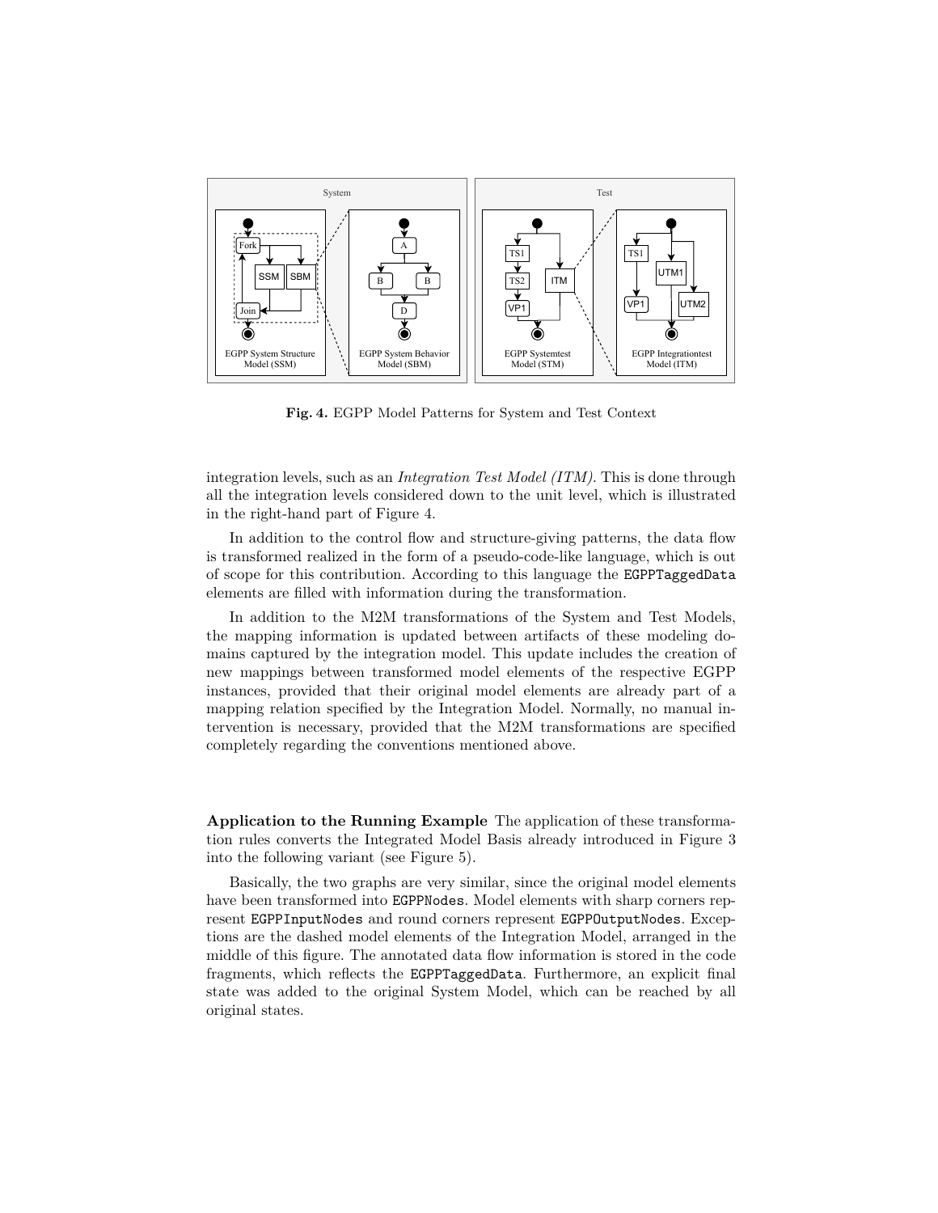**Fig. 4.** EGPP Model Patterns for System and Test Context

integration levels, such as an *Integration Test Model (ITM)*. This is done through all the integration levels considered down to the unit level, which is illustrated in the right-hand part of Figure 4.

In addition to the control flow and structure-giving patterns, the data flow is transformed realized in the form of a pseudo-code-like language, which is out of scope for this contribution. According to this language the `EGPPTaggedData` elements are filled with information during the transformation.

In addition to the M2M transformations of the System and Test Models, the mapping information is updated between artifacts of these modeling domains captured by the integration model. This update includes the creation of new mappings between transformed model elements of the respective EGPP instances, provided that their original model elements are already part of a mapping relation specified by the Integration Model. Normally, no manual intervention is necessary, provided that the M2M transformations are specified completely regarding the conventions mentioned above.

**Application to the Running Example** The application of these transformation rules converts the Integrated Model Basis already introduced in Figure 3 into the following variant (see Figure 5).

Basically, the two graphs are very similar, since the original model elements have been transformed into `EGPPNodes`. Model elements with sharp corners represent `EGPPInputNodes` and round corners represent `EGPPOutputNodes`. Exceptions are the dashed model elements of the Integration Model, arranged in the middle of this figure. The annotated data flow information is stored in the code fragments, which reflects the `EGPPTaggedData`. Furthermore, an explicit final state was added to the original System Model, which can be reached by all original states.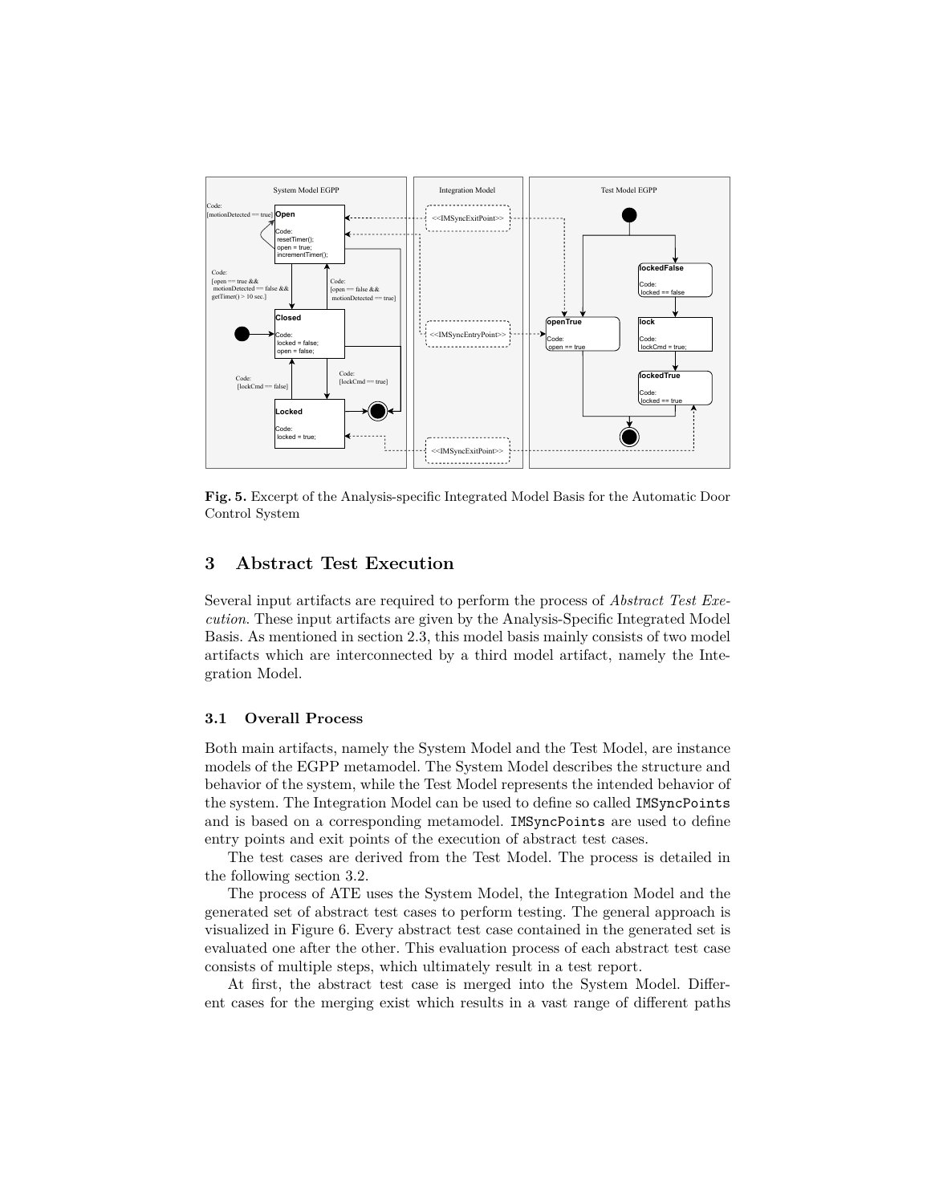**Fig. 5.** Excerpt of the Analysis-specific Integrated Model Basis for the Automatic Door Control System

## 3 Abstract Test Execution

Several input artifacts are required to perform the process of *Abstract Test Execution*. These input artifacts are given by the Analysis-Specific Integrated Model Basis. As mentioned in section 2.3, this model basis mainly consists of two model artifacts which are interconnected by a third model artifact, namely the Integration Model.

### 3.1 Overall Process

Both main artifacts, namely the System Model and the Test Model, are instance models of the EGPP metamodel. The System Model describes the structure and behavior of the system, while the Test Model represents the intended behavior of the system. The Integration Model can be used to define so called `IMSyncPoints` and is based on a corresponding metamodel. `IMSyncPoints` are used to define entry points and exit points of the execution of abstract test cases.

The test cases are derived from the Test Model. The process is detailed in the following section 3.2.

The process of ATE uses the System Model, the Integration Model and the generated set of abstract test cases to perform testing. The general approach is visualized in Figure 6. Every abstract test case contained in the generated set is evaluated one after the other. This evaluation process of each abstract test case consists of multiple steps, which ultimately result in a test report.

At first, the abstract test case is merged into the System Model. Different cases for the merging exist which results in a vast range of different paths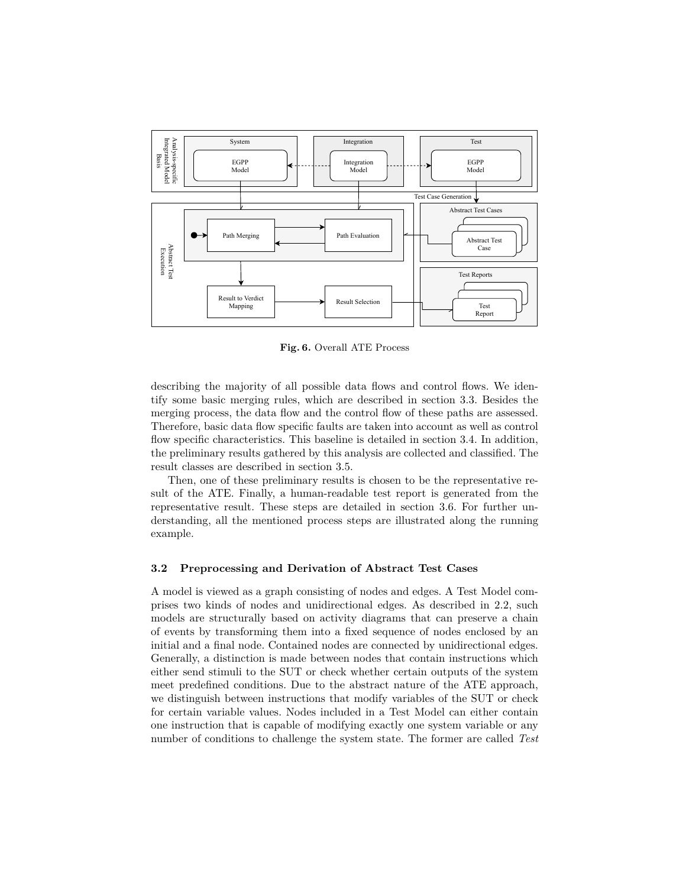Fig. 6. Overall ATE Process

describing the majority of all possible data flows and control flows. We identify some basic merging rules, which are described in section 3.3. Besides the merging process, the data flow and the control flow of these paths are assessed. Therefore, basic data flow specific faults are taken into account as well as control flow specific characteristics. This baseline is detailed in section 3.4. In addition, the preliminary results gathered by this analysis are collected and classified. The result classes are described in section 3.5.

Then, one of these preliminary results is chosen to be the representative result of the ATE. Finally, a human-readable test report is generated from the representative result. These steps are detailed in section 3.6. For further understanding, all the mentioned process steps are illustrated along the running example.

### 3.2 Preprocessing and Derivation of Abstract Test Cases

A model is viewed as a graph consisting of nodes and edges. A Test Model comprises two kinds of nodes and unidirectional edges. As described in 2.2, such models are structurally based on activity diagrams that can preserve a chain of events by transforming them into a fixed sequence of nodes enclosed by an initial and a final node. Contained nodes are connected by unidirectional edges. Generally, a distinction is made between nodes that contain instructions which either send stimuli to the SUT or check whether certain outputs of the system meet predefined conditions. Due to the abstract nature of the ATE approach, we distinguish between instructions that modify variables of the SUT or check for certain variable values. Nodes included in a Test Model can either contain one instruction that is capable of modifying exactly one system variable or any number of conditions to challenge the system state. The former are called *Test*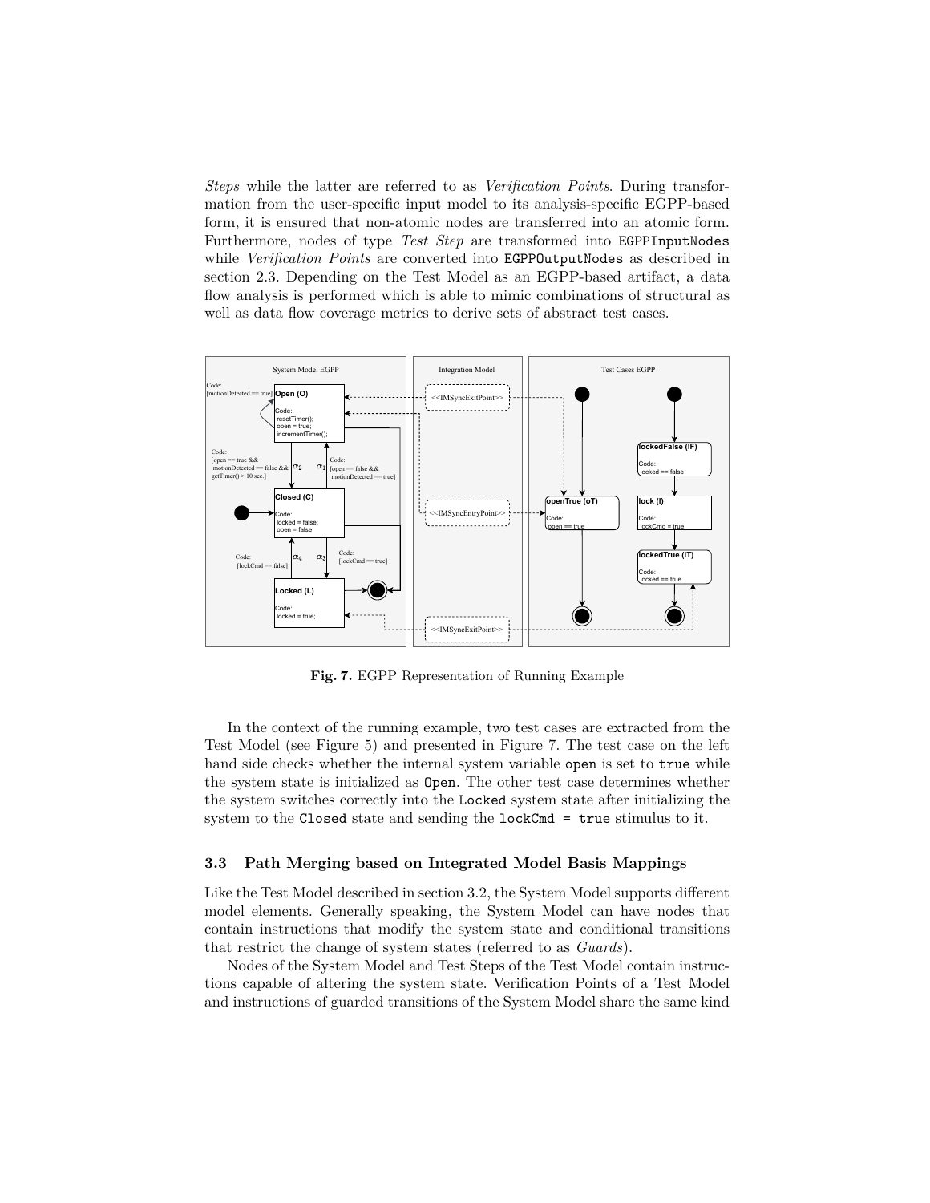*Steps* while the latter are referred to as *Verification Points*. During transformation from the user-specific input model to its analysis-specific EGPP-based form, it is ensured that non-atomic nodes are transferred into an atomic form. Furthermore, nodes of type *Test Step* are transformed into `EGPPInputNodes` while *Verification Points* are converted into `EGPPOutputNodes` as described in section 2.3. Depending on the Test Model as an EGPP-based artifact, a data flow analysis is performed which is able to mimic combinations of structural as well as data flow coverage metrics to derive sets of abstract test cases.

**Fig. 7.** EGPP Representation of Running Example

In the context of the running example, two test cases are extracted from the Test Model (see Figure 5) and presented in Figure 7. The test case on the left hand side checks whether the internal system variable `open` is set to `true` while the system state is initialized as `Open`. The other test case determines whether the system switches correctly into the `Locked` system state after initializing the system to the `Closed` state and sending the `lockCmd = true` stimulus to it.

### 3.3 Path Merging based on Integrated Model Basis Mappings

Like the Test Model described in section 3.2, the System Model supports different model elements. Generally speaking, the System Model can have nodes that contain instructions that modify the system state and conditional transitions that restrict the change of system states (referred to as *Guards*).

Nodes of the System Model and Test Steps of the Test Model contain instructions capable of altering the system state. Verification Points of a Test Model and instructions of guarded transitions of the System Model share the same kind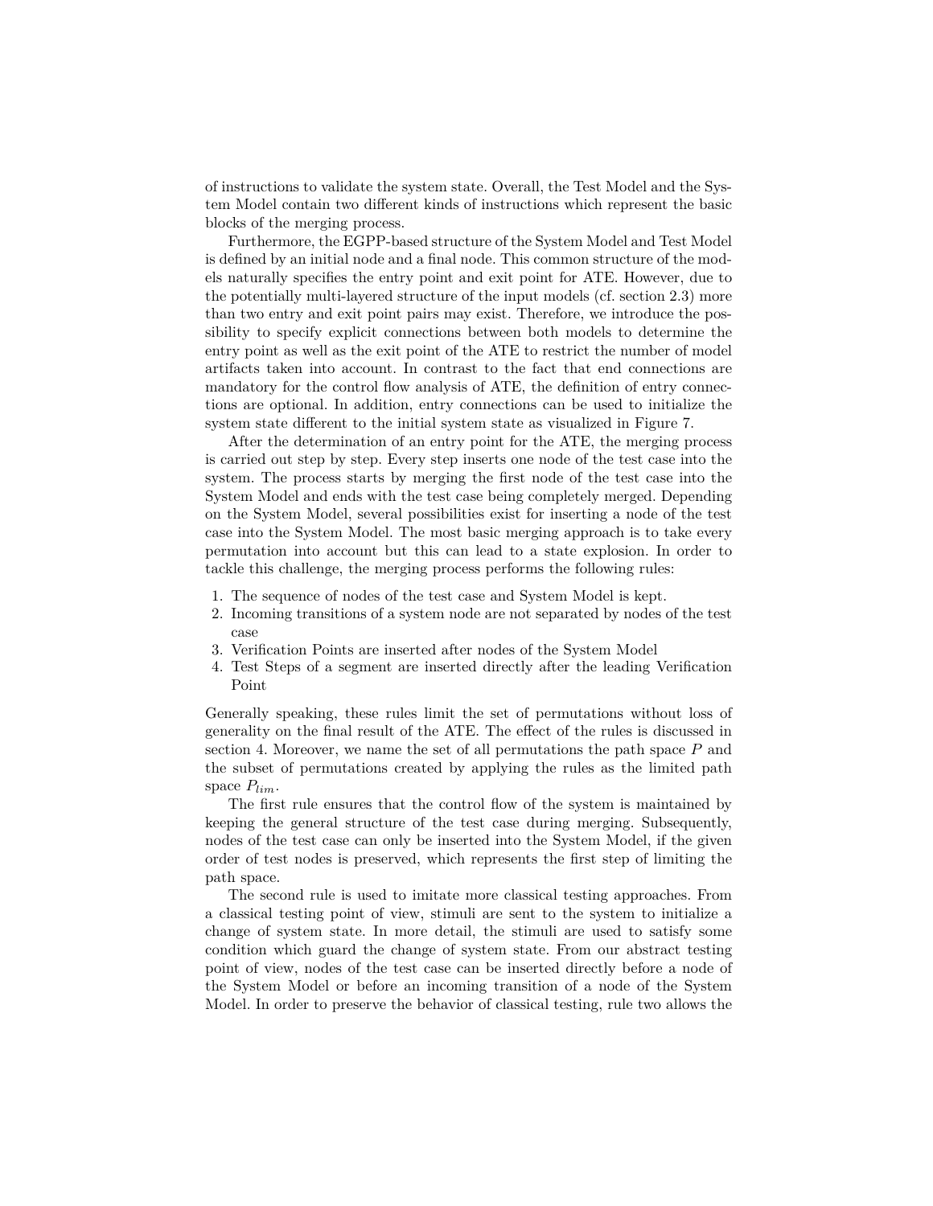of instructions to validate the system state. Overall, the Test Model and the System Model contain two different kinds of instructions which represent the basic blocks of the merging process.

Furthermore, the EGPP-based structure of the System Model and Test Model is defined by an initial node and a final node. This common structure of the models naturally specifies the entry point and exit point for ATE. However, due to the potentially multi-layered structure of the input models (cf. section 2.3) more than two entry and exit point pairs may exist. Therefore, we introduce the possibility to specify explicit connections between both models to determine the entry point as well as the exit point of the ATE to restrict the number of model artifacts taken into account. In contrast to the fact that end connections are mandatory for the control flow analysis of ATE, the definition of entry connections are optional. In addition, entry connections can be used to initialize the system state different to the initial system state as visualized in Figure 7.

After the determination of an entry point for the ATE, the merging process is carried out step by step. Every step inserts one node of the test case into the system. The process starts by merging the first node of the test case into the System Model and ends with the test case being completely merged. Depending on the System Model, several possibilities exist for inserting a node of the test case into the System Model. The most basic merging approach is to take every permutation into account but this can lead to a state explosion. In order to tackle this challenge, the merging process performs the following rules:

1. The sequence of nodes of the test case and System Model is kept.
2. Incoming transitions of a system node are not separated by nodes of the test case
3. Verification Points are inserted after nodes of the System Model
4. Test Steps of a segment are inserted directly after the leading Verification Point

Generally speaking, these rules limit the set of permutations without loss of generality on the final result of the ATE. The effect of the rules is discussed in section 4. Moreover, we name the set of all permutations the path space $P$ and the subset of permutations created by applying the rules as the limited path space $P_{lim}$.

The first rule ensures that the control flow of the system is maintained by keeping the general structure of the test case during merging. Subsequently, nodes of the test case can only be inserted into the System Model, if the given order of test nodes is preserved, which represents the first step of limiting the path space.

The second rule is used to imitate more classical testing approaches. From a classical testing point of view, stimuli are sent to the system to initialize a change of system state. In more detail, the stimuli are used to satisfy some condition which guard the change of system state. From our abstract testing point of view, nodes of the test case can be inserted directly before a node of the System Model or before an incoming transition of a node of the System Model. In order to preserve the behavior of classical testing, rule two allows the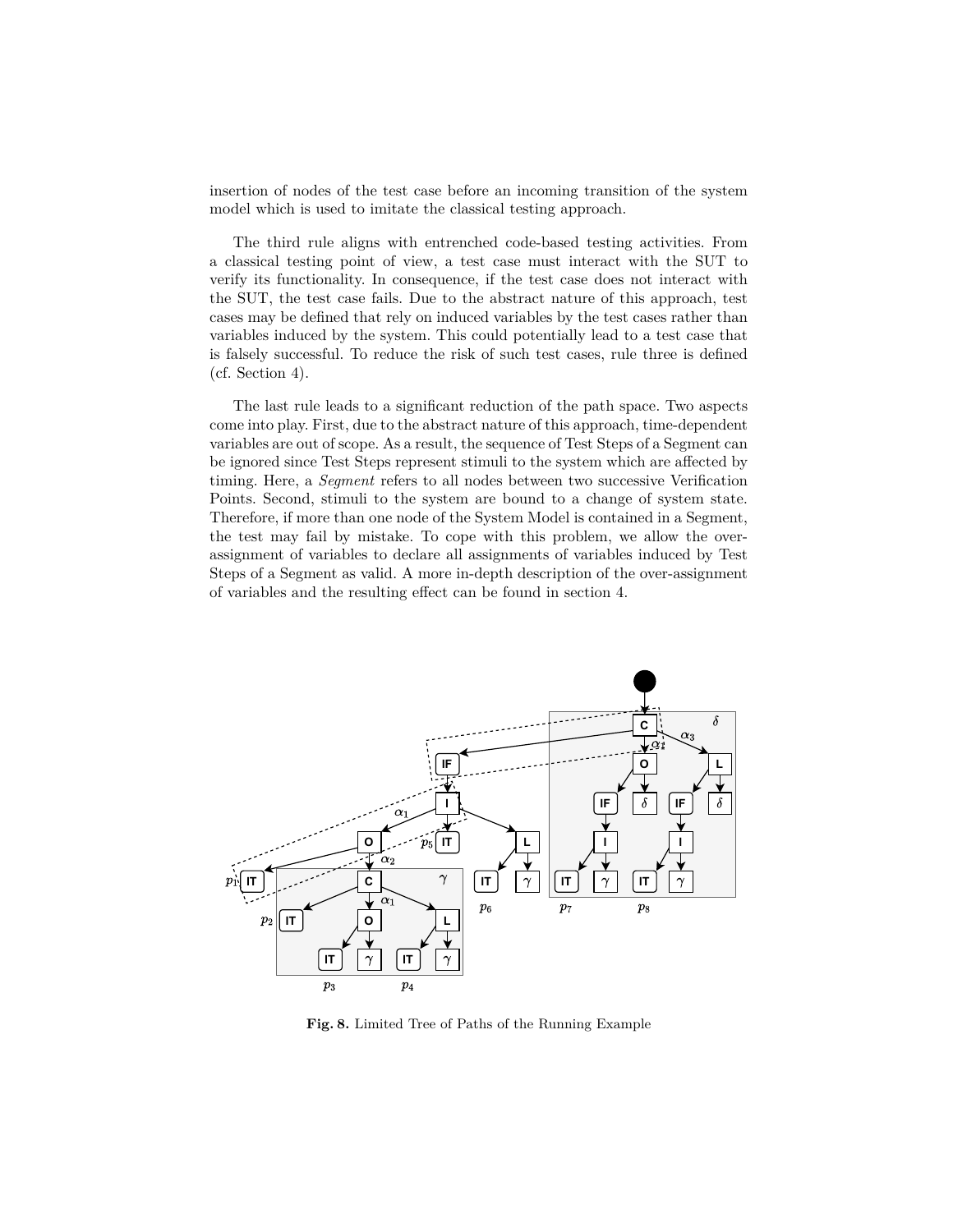insertion of nodes of the test case before an incoming transition of the system model which is used to imitate the classical testing approach.

The third rule aligns with entrenched code-based testing activities. From a classical testing point of view, a test case must interact with the SUT to verify its functionality. In consequence, if the test case does not interact with the SUT, the test case fails. Due to the abstract nature of this approach, test cases may be defined that rely on induced variables by the test cases rather than variables induced by the system. This could potentially lead to a test case that is falsely successful. To reduce the risk of such test cases, rule three is defined (cf. Section 4).

The last rule leads to a significant reduction of the path space. Two aspects come into play. First, due to the abstract nature of this approach, time-dependent variables are out of scope. As a result, the sequence of Test Steps of a Segment can be ignored since Test Steps represent stimuli to the system which are affected by timing. Here, a *Segment* refers to all nodes between two successive Verification Points. Second, stimuli to the system are bound to a change of system state. Therefore, if more than one node of the System Model is contained in a Segment, the test may fail by mistake. To cope with this problem, we allow the over-assignment of variables to declare all assignments of variables induced by Test Steps of a Segment as valid. A more in-depth description of the over-assignment of variables and the resulting effect can be found in section 4.

**Fig. 8.** Limited Tree of Paths of the Running Example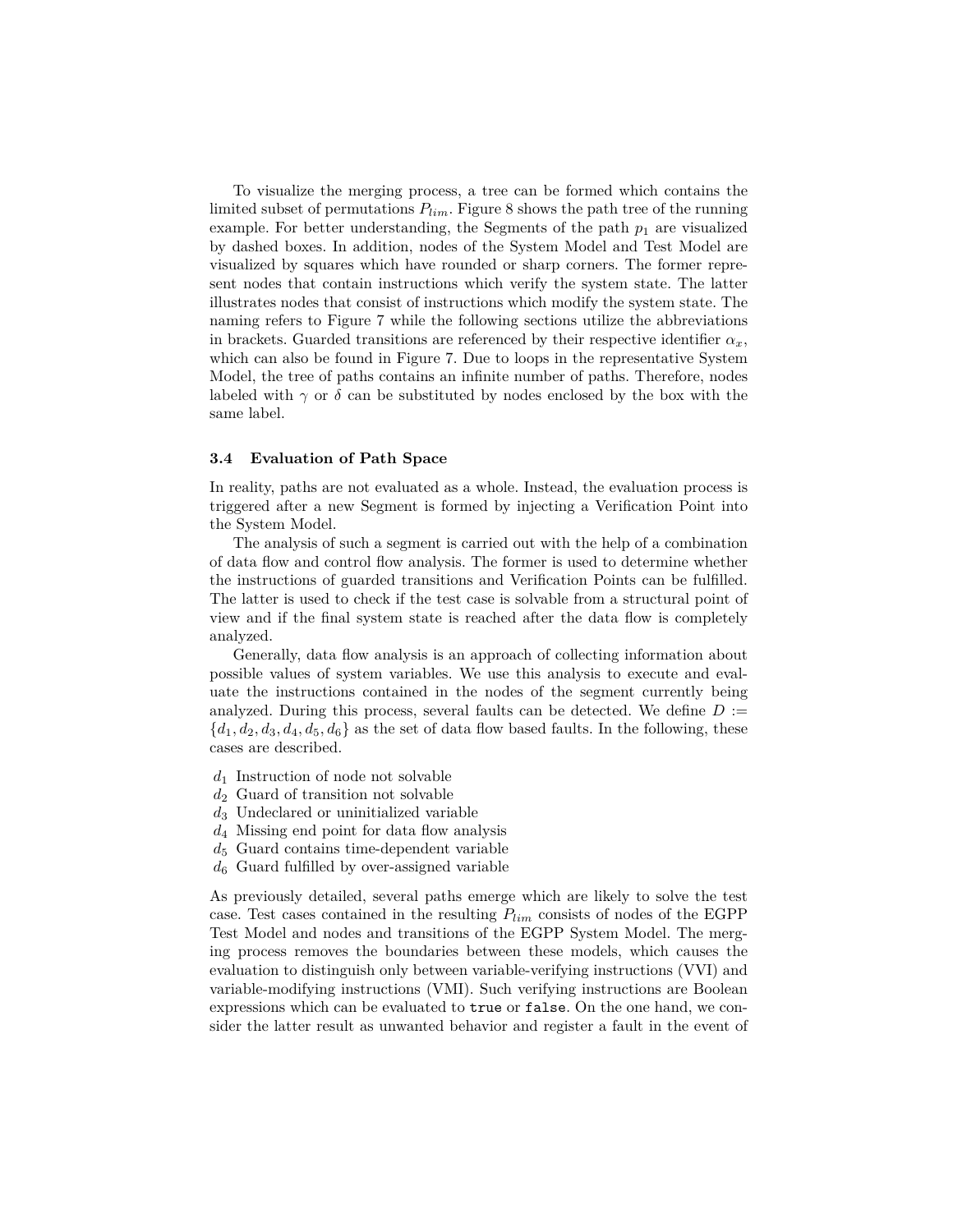To visualize the merging process, a tree can be formed which contains the limited subset of permutations $P_{lim}$. Figure 8 shows the path tree of the running example. For better understanding, the Segments of the path $p_1$ are visualized by dashed boxes. In addition, nodes of the System Model and Test Model are visualized by squares which have rounded or sharp corners. The former represent nodes that contain instructions which verify the system state. The latter illustrates nodes that consist of instructions which modify the system state. The naming refers to Figure 7 while the following sections utilize the abbreviations in brackets. Guarded transitions are referenced by their respective identifier $\alpha_x$, which can also be found in Figure 7. Due to loops in the representative System Model, the tree of paths contains an infinite number of paths. Therefore, nodes labeled with $\gamma$ or $\delta$ can be substituted by nodes enclosed by the box with the same label.

### 3.4 Evaluation of Path Space

In reality, paths are not evaluated as a whole. Instead, the evaluation process is triggered after a new Segment is formed by injecting a Verification Point into the System Model.

The analysis of such a segment is carried out with the help of a combination of data flow and control flow analysis. The former is used to determine whether the instructions of guarded transitions and Verification Points can be fulfilled. The latter is used to check if the test case is solvable from a structural point of view and if the final system state is reached after the data flow is completely analyzed.

Generally, data flow analysis is an approach of collecting information about possible values of system variables. We use this analysis to execute and evaluate the instructions contained in the nodes of the segment currently being analyzed. During this process, several faults can be detected. We define $D := \{d_1, d_2, d_3, d_4, d_5, d_6\}$ as the set of data flow based faults. In the following, these cases are described.

- $d_1$ Instruction of node not solvable
- $d_2$ Guard of transition not solvable
- $d_3$ Undeclared or uninitialized variable
- $d_4$ Missing end point for data flow analysis
- $d_5$ Guard contains time-dependent variable
- $d_6$ Guard fulfilled by over-assigned variable

As previously detailed, several paths emerge which are likely to solve the test case. Test cases contained in the resulting $P_{lim}$ consists of nodes of the EGPP Test Model and nodes and transitions of the EGPP System Model. The merging process removes the boundaries between these models, which causes the evaluation to distinguish only between variable-verifying instructions (VVI) and variable-modifying instructions (VMI). Such verifying instructions are Boolean expressions which can be evaluated to `true` or `false`. On the one hand, we consider the latter result as unwanted behavior and register a fault in the event of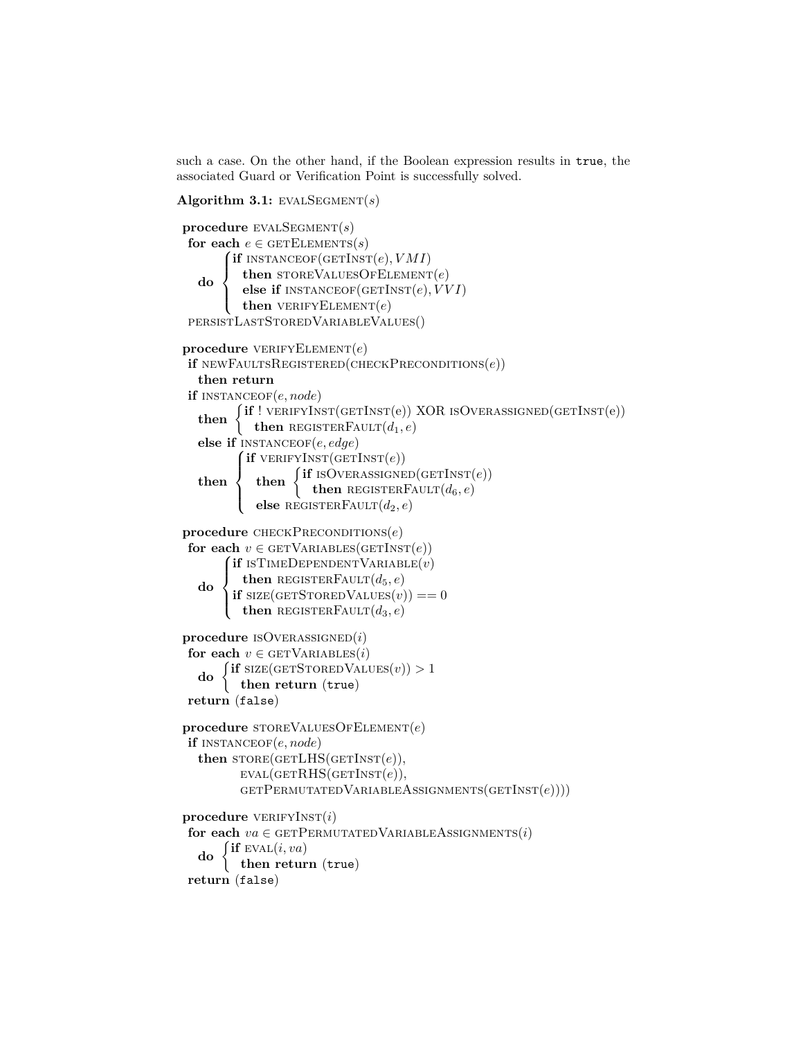such a case. On the other hand, if the Boolean expression results in `true`, the associated Guard or Verification Point is successfully solved.

**Algorithm 3.1:** EVALSEGMENT($s$)

```
procedure EVALSEGMENT(s)
 for each e ∈ GETELEMENTS(s)
   do { if INSTANCEOF(GETINST(e), VMI)
          then STOREVALUESOFELEMENT(e)
        else if INSTANCEOF(GETINST(e), VVI)
          then VERIFYELEMENT(e)
 PERSISTLASTSTOREDVARIABLEVALUES()

procedure VERIFYELEMENT(e)
 if NEWFAULTSREGISTERED(CHECKPRECONDITIONS(e))
   then return
 if INSTANCEOF(e, node)
   then { if ! VERIFYINST(GETINST(e)) XOR ISOVERASSIGNED(GETINST(e))
            then REGISTERFAULT(d1, e)
   else if INSTANCEOF(e, edge)
   then { if VERIFYINST(GETINST(e))
            then { if ISOVERASSIGNED(GETINST(e))
                     then REGISTERFAULT(d6, e)
            else REGISTERFAULT(d2, e)

procedure CHECKPRECONDITIONS(e)
 for each v ∈ GETVARIABLES(GETINST(e))
   do { if ISTIMEDEPENDENTVARIABLE(v)
          then REGISTERFAULT(d5, e)
        if SIZE(GETSTOREDVALUES(v)) == 0
          then REGISTERFAULT(d3, e)

procedure ISOVERASSIGNED(i)
 for each v ∈ GETVARIABLES(i)
   do { if SIZE(GETSTOREDVALUES(v)) > 1
          then return (true)
 return (false)

procedure STOREVALUESOFELEMENT(e)
 if INSTANCEOF(e, node)
   then STORE(GETLHS(GETINST(e)),
          EVAL(GETRHS(GETINST(e)),
          GETPERMUTATEDVARIABLEASSIGNMENTS(GETINST(e))))

procedure VERIFYINST(i)
 for each va ∈ GETPERMUTATEDVARIABLEASSIGNMENTS(i)
   do { if EVAL(i, va)
          then return (true)
 return (false)
```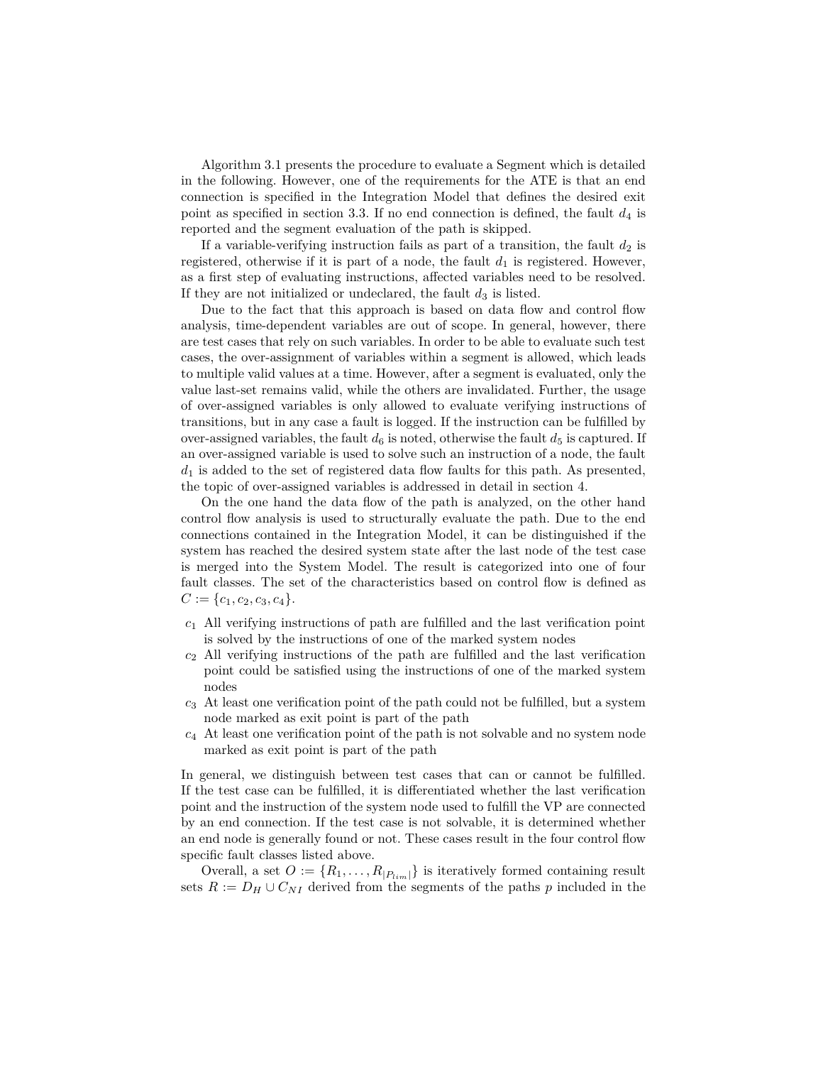Algorithm 3.1 presents the procedure to evaluate a Segment which is detailed in the following. However, one of the requirements for the ATE is that an end connection is specified in the Integration Model that defines the desired exit point as specified in section 3.3. If no end connection is defined, the fault $d_4$ is reported and the segment evaluation of the path is skipped.

If a variable-verifying instruction fails as part of a transition, the fault $d_2$ is registered, otherwise if it is part of a node, the fault $d_1$ is registered. However, as a first step of evaluating instructions, affected variables need to be resolved. If they are not initialized or undeclared, the fault $d_3$ is listed.

Due to the fact that this approach is based on data flow and control flow analysis, time-dependent variables are out of scope. In general, however, there are test cases that rely on such variables. In order to be able to evaluate such test cases, the over-assignment of variables within a segment is allowed, which leads to multiple valid values at a time. However, after a segment is evaluated, only the value last-set remains valid, while the others are invalidated. Further, the usage of over-assigned variables is only allowed to evaluate verifying instructions of transitions, but in any case a fault is logged. If the instruction can be fulfilled by over-assigned variables, the fault $d_6$ is noted, otherwise the fault $d_5$ is captured. If an over-assigned variable is used to solve such an instruction of a node, the fault $d_1$ is added to the set of registered data flow faults for this path. As presented, the topic of over-assigned variables is addressed in detail in section 4.

On the one hand the data flow of the path is analyzed, on the other hand control flow analysis is used to structurally evaluate the path. Due to the end connections contained in the Integration Model, it can be distinguished if the system has reached the desired system state after the last node of the test case is merged into the System Model. The result is categorized into one of four fault classes. The set of the characteristics based on control flow is defined as $C := \{c_1, c_2, c_3, c_4\}$.

- $c_1$ All verifying instructions of path are fulfilled and the last verification point is solved by the instructions of one of the marked system nodes
- $c_2$ All verifying instructions of the path are fulfilled and the last verification point could be satisfied using the instructions of one of the marked system nodes
- $c_3$ At least one verification point of the path could not be fulfilled, but a system node marked as exit point is part of the path
- $c_4$ At least one verification point of the path is not solvable and no system node marked as exit point is part of the path

In general, we distinguish between test cases that can or cannot be fulfilled. If the test case can be fulfilled, it is differentiated whether the last verification point and the instruction of the system node used to fulfill the VP are connected by an end connection. If the test case is not solvable, it is determined whether an end node is generally found or not. These cases result in the four control flow specific fault classes listed above.

Overall, a set $O := \{R_1, \ldots, R_{|P_{lim}|}\}$ is iteratively formed containing result sets $R := D_H \cup C_{NI}$ derived from the segments of the paths $p$ included in the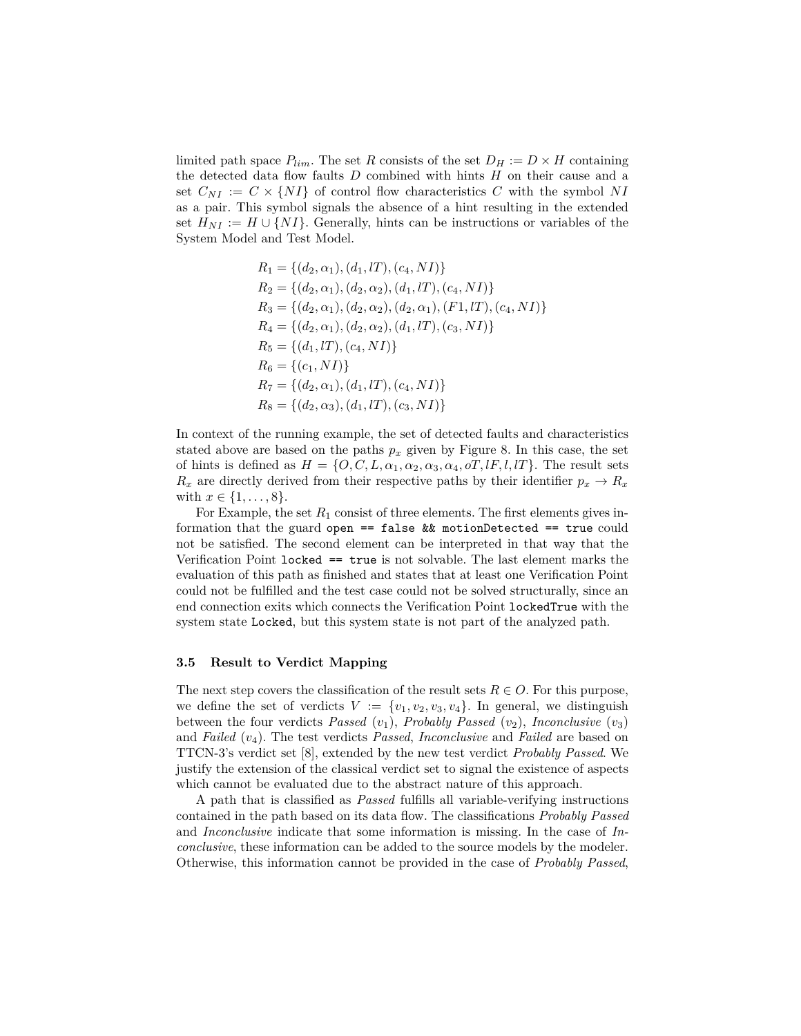limited path space $P_{lim}$. The set $R$ consists of the set $D_H := D \times H$ containing the detected data flow faults $D$ combined with hints $H$ on their cause and a set $C_{NI} := C \times \{NI\}$ of control flow characteristics $C$ with the symbol $NI$ as a pair. This symbol signals the absence of a hint resulting in the extended set $H_{NI} := H \cup \{NI\}$. Generally, hints can be instructions or variables of the System Model and Test Model.

$$
\begin{aligned}
R_1 &= \{(d_2, \alpha_1), (d_1, lT), (c_4, NI)\} \\
R_2 &= \{(d_2, \alpha_1), (d_2, \alpha_2), (d_1, lT), (c_4, NI)\} \\
R_3 &= \{(d_2, \alpha_1), (d_2, \alpha_2), (d_2, \alpha_1), (F1, lT), (c_4, NI)\} \\
R_4 &= \{(d_2, \alpha_1), (d_2, \alpha_2), (d_1, lT), (c_3, NI)\} \\
R_5 &= \{(d_1, lT), (c_4, NI)\} \\
R_6 &= \{(c_1, NI)\} \\
R_7 &= \{(d_2, \alpha_1), (d_1, lT), (c_4, NI)\} \\
R_8 &= \{(d_2, \alpha_3), (d_1, lT), (c_3, NI)\}
\end{aligned}
$$

In context of the running example, the set of detected faults and characteristics stated above are based on the paths $p_x$ given by Figure 8. In this case, the set of hints is defined as $H = \{O, C, L, \alpha_1, \alpha_2, \alpha_3, \alpha_4, oT, lF, l, lT\}$. The result sets $R_x$ are directly derived from their respective paths by their identifier $p_x \rightarrow R_x$ with $x \in \{1, \ldots, 8\}$.

For Example, the set $R_1$ consist of three elements. The first elements gives information that the guard `open == false && motionDetected == true` could not be satisfied. The second element can be interpreted in that way that the Verification Point `locked == true` is not solvable. The last element marks the evaluation of this path as finished and states that at least one Verification Point could not be fulfilled and the test case could not be solved structurally, since an end connection exits which connects the Verification Point `lockedTrue` with the system state `Locked`, but this system state is not part of the analyzed path.

### 3.5 Result to Verdict Mapping

The next step covers the classification of the result sets $R \in O$. For this purpose, we define the set of verdicts $V := \{v_1, v_2, v_3, v_4\}$. In general, we distinguish between the four verdicts *Passed* ($v_1$), *Probably Passed* ($v_2$), *Inconclusive* ($v_3$) and *Failed* ($v_4$). The test verdicts *Passed*, *Inconclusive* and *Failed* are based on TTCN-3's verdict set [8], extended by the new test verdict *Probably Passed*. We justify the extension of the classical verdict set to signal the existence of aspects which cannot be evaluated due to the abstract nature of this approach.

A path that is classified as *Passed* fulfills all variable-verifying instructions contained in the path based on its data flow. The classifications *Probably Passed* and *Inconclusive* indicate that some information is missing. In the case of *Inconclusive*, these information can be added to the source models by the modeler. Otherwise, this information cannot be provided in the case of *Probably Passed*,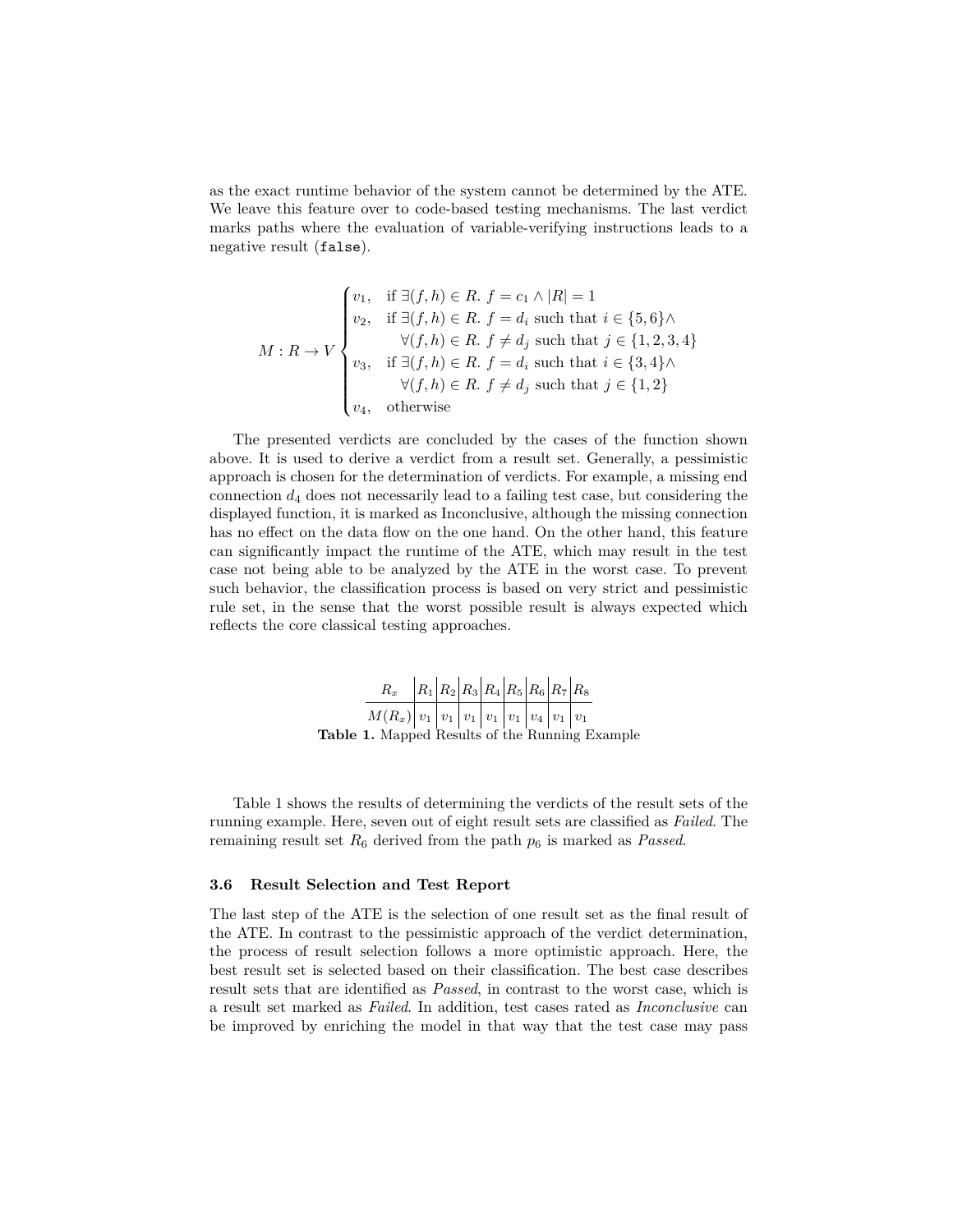as the exact runtime behavior of the system cannot be determined by the ATE. We leave this feature over to code-based testing mechanisms. The last verdict marks paths where the evaluation of variable-verifying instructions leads to a negative result (`false`).

$$M : R \to V \begin{cases} v_1, & \text{if } \exists (f,h) \in R.\ f = c_1 \wedge |R| = 1 \\ v_2, & \text{if } \exists (f,h) \in R.\ f = d_i \text{ such that } i \in \{5,6\} \wedge \\ & \quad \forall (f,h) \in R.\ f \neq d_j \text{ such that } j \in \{1,2,3,4\} \\ v_3, & \text{if } \exists (f,h) \in R.\ f = d_i \text{ such that } i \in \{3,4\} \wedge \\ & \quad \forall (f,h) \in R.\ f \neq d_j \text{ such that } j \in \{1,2\} \\ v_4, & \text{otherwise} \end{cases}$$

The presented verdicts are concluded by the cases of the function shown above. It is used to derive a verdict from a result set. Generally, a pessimistic approach is chosen for the determination of verdicts. For example, a missing end connection $d_4$ does not necessarily lead to a failing test case, but considering the displayed function, it is marked as Inconclusive, although the missing connection has no effect on the data flow on the one hand. On the other hand, this feature can significantly impact the runtime of the ATE, which may result in the test case not being able to be analyzed by the ATE in the worst case. To prevent such behavior, the classification process is based on very strict and pessimistic rule set, in the sense that the worst possible result is always expected which reflects the core classical testing approaches.

| $R_x$ | $R_1$ | $R_2$ | $R_3$ | $R_4$ | $R_5$ | $R_6$ | $R_7$ | $R_8$ |
|---|---|---|---|---|---|---|---|---|
| $M(R_x)$ | $v_1$ | $v_1$ | $v_1$ | $v_1$ | $v_1$ | $v_4$ | $v_1$ | $v_1$ |

**Table 1.** Mapped Results of the Running Example

Table 1 shows the results of determining the verdicts of the result sets of the running example. Here, seven out of eight result sets are classified as *Failed*. The remaining result set $R_6$ derived from the path $p_6$ is marked as *Passed*.

### 3.6 Result Selection and Test Report

The last step of the ATE is the selection of one result set as the final result of the ATE. In contrast to the pessimistic approach of the verdict determination, the process of result selection follows a more optimistic approach. Here, the best result set is selected based on their classification. The best case describes result sets that are identified as *Passed*, in contrast to the worst case, which is a result set marked as *Failed*. In addition, test cases rated as *Inconclusive* can be improved by enriching the model in that way that the test case may pass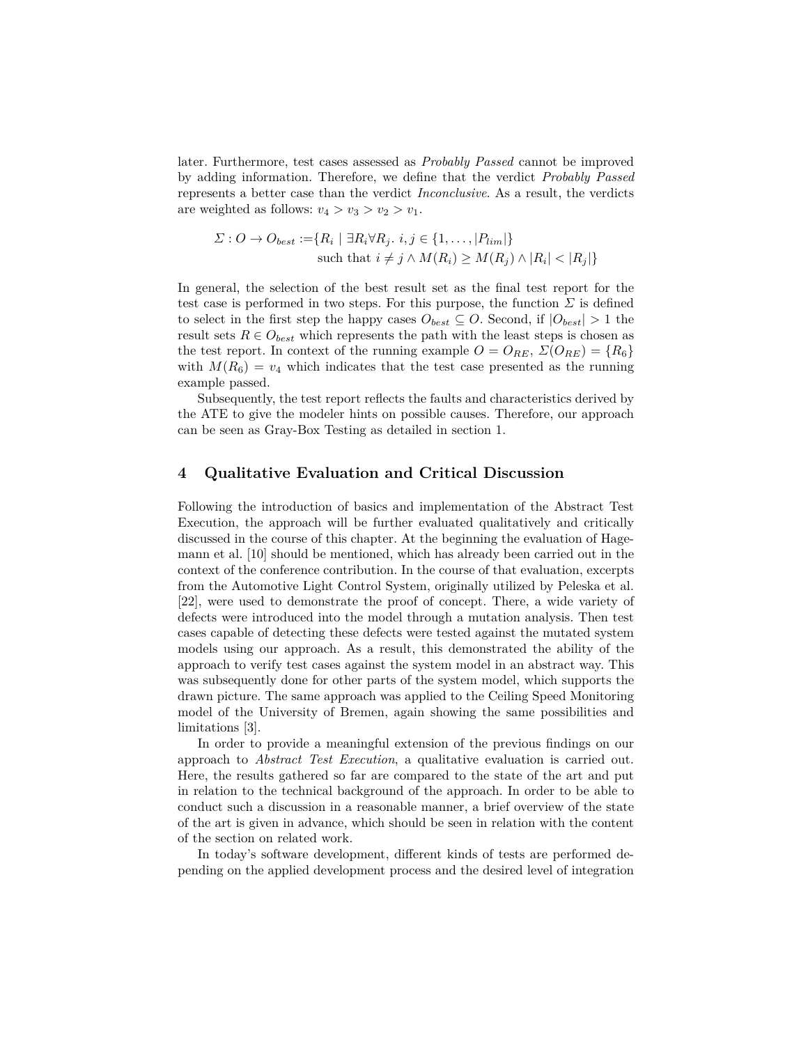later. Furthermore, test cases assessed as *Probably Passed* cannot be improved by adding information. Therefore, we define that the verdict *Probably Passed* represents a better case than the verdict *Inconclusive*. As a result, the verdicts are weighted as follows: $v_4 > v_3 > v_2 > v_1$.

$$
\begin{aligned}
\Sigma : O \rightarrow O_{best} := \{ & R_i \mid \exists R_i \forall R_j.\ i, j \in \{1, \ldots, |P_{lim}|\} \\
& \text{such that } i \neq j \wedge M(R_i) \geq M(R_j) \wedge |R_i| < |R_j| \}
\end{aligned}
$$

In general, the selection of the best result set as the final test report for the test case is performed in two steps. For this purpose, the function $\Sigma$ is defined to select in the first step the happy cases $O_{best} \subseteq O$. Second, if $|O_{best}| > 1$ the result sets $R \in O_{best}$ which represents the path with the least steps is chosen as the test report. In context of the running example $O = O_{RE}$, $\Sigma(O_{RE}) = \{R_6\}$ with $M(R_6) = v_4$ which indicates that the test case presented as the running example passed.

Subsequently, the test report reflects the faults and characteristics derived by the ATE to give the modeler hints on possible causes. Therefore, our approach can be seen as Gray-Box Testing as detailed in section 1.

## 4 Qualitative Evaluation and Critical Discussion

Following the introduction of basics and implementation of the Abstract Test Execution, the approach will be further evaluated qualitatively and critically discussed in the course of this chapter. At the beginning the evaluation of Hagemann et al. [10] should be mentioned, which has already been carried out in the context of the conference contribution. In the course of that evaluation, excerpts from the Automotive Light Control System, originally utilized by Peleska et al. [22], were used to demonstrate the proof of concept. There, a wide variety of defects were introduced into the model through a mutation analysis. Then test cases capable of detecting these defects were tested against the mutated system models using our approach. As a result, this demonstrated the ability of the approach to verify test cases against the system model in an abstract way. This was subsequently done for other parts of the system model, which supports the drawn picture. The same approach was applied to the Ceiling Speed Monitoring model of the University of Bremen, again showing the same possibilities and limitations [3].

In order to provide a meaningful extension of the previous findings on our approach to *Abstract Test Execution*, a qualitative evaluation is carried out. Here, the results gathered so far are compared to the state of the art and put in relation to the technical background of the approach. In order to be able to conduct such a discussion in a reasonable manner, a brief overview of the state of the art is given in advance, which should be seen in relation with the content of the section on related work.

In today's software development, different kinds of tests are performed depending on the applied development process and the desired level of integration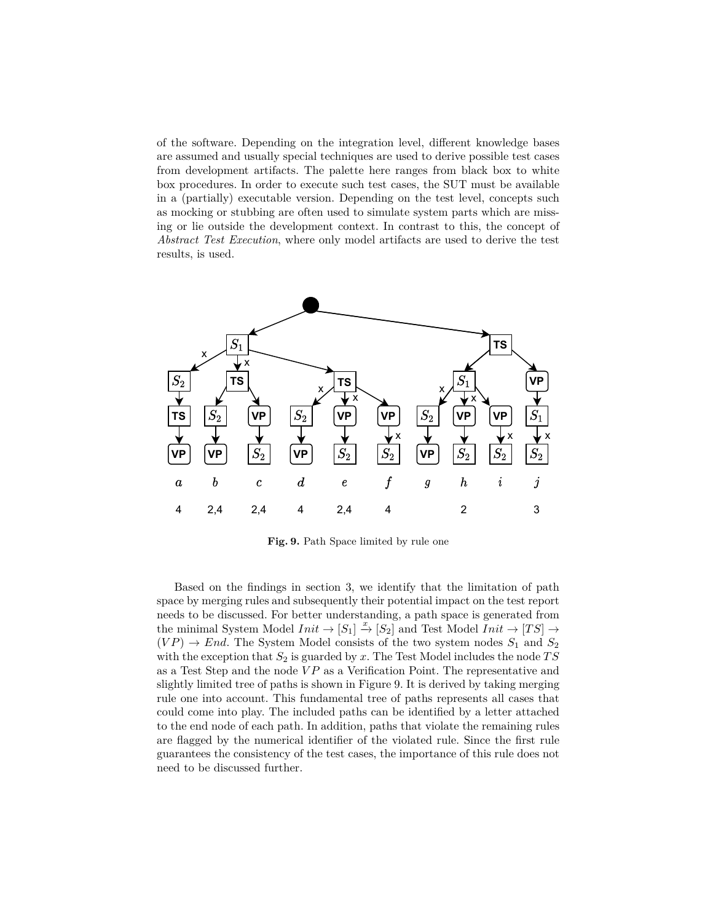of the software. Depending on the integration level, different knowledge bases are assumed and usually special techniques are used to derive possible test cases from development artifacts. The palette here ranges from black box to white box procedures. In order to execute such test cases, the SUT must be available in a (partially) executable version. Depending on the test level, concepts such as mocking or stubbing are often used to simulate system parts which are missing or lie outside the development context. In contrast to this, the concept of *Abstract Test Execution*, where only model artifacts are used to derive the test results, is used.

**Fig. 9.** Path Space limited by rule one

Based on the findings in section 3, we identify that the limitation of path space by merging rules and subsequently their potential impact on the test report needs to be discussed. For better understanding, a path space is generated from the minimal System Model $Init \rightarrow [S_1] \xrightarrow{x} [S_2]$ and Test Model $Init \rightarrow [TS] \rightarrow (VP) \rightarrow End$. The System Model consists of the two system nodes $S_1$ and $S_2$ with the exception that $S_2$ is guarded by $x$. The Test Model includes the node $TS$ as a Test Step and the node $VP$ as a Verification Point. The representative and slightly limited tree of paths is shown in Figure 9. It is derived by taking merging rule one into account. This fundamental tree of paths represents all cases that could come into play. The included paths can be identified by a letter attached to the end node of each path. In addition, paths that violate the remaining rules are flagged by the numerical identifier of the violated rule. Since the first rule guarantees the consistency of the test cases, the importance of this rule does not need to be discussed further.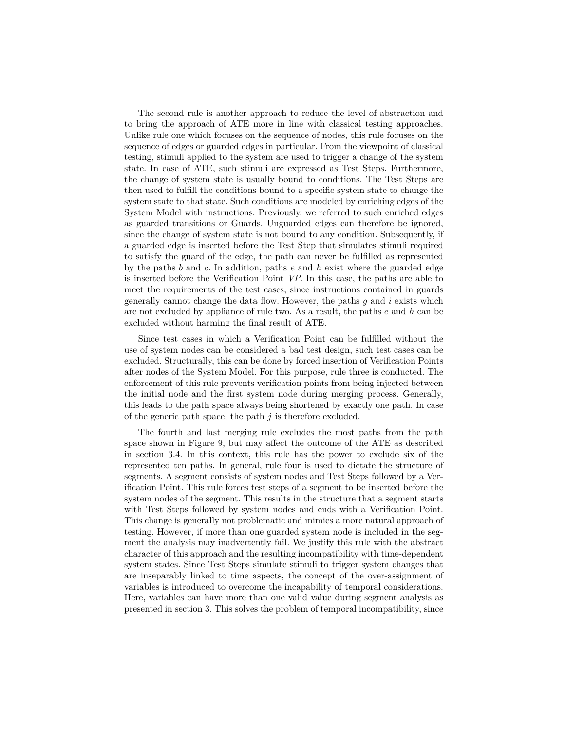The second rule is another approach to reduce the level of abstraction and to bring the approach of ATE more in line with classical testing approaches. Unlike rule one which focuses on the sequence of nodes, this rule focuses on the sequence of edges or guarded edges in particular. From the viewpoint of classical testing, stimuli applied to the system are used to trigger a change of the system state. In case of ATE, such stimuli are expressed as Test Steps. Furthermore, the change of system state is usually bound to conditions. The Test Steps are then used to fulfill the conditions bound to a specific system state to change the system state to that state. Such conditions are modeled by enriching edges of the System Model with instructions. Previously, we referred to such enriched edges as guarded transitions or Guards. Unguarded edges can therefore be ignored, since the change of system state is not bound to any condition. Subsequently, if a guarded edge is inserted before the Test Step that simulates stimuli required to satisfy the guard of the edge, the path can never be fulfilled as represented by the paths $b$ and $c$. In addition, paths $e$ and $h$ exist where the guarded edge is inserted before the Verification Point $VP$. In this case, the paths are able to meet the requirements of the test cases, since instructions contained in guards generally cannot change the data flow. However, the paths $g$ and $i$ exists which are not excluded by appliance of rule two. As a result, the paths $e$ and $h$ can be excluded without harming the final result of ATE.

Since test cases in which a Verification Point can be fulfilled without the use of system nodes can be considered a bad test design, such test cases can be excluded. Structurally, this can be done by forced insertion of Verification Points after nodes of the System Model. For this purpose, rule three is conducted. The enforcement of this rule prevents verification points from being injected between the initial node and the first system node during merging process. Generally, this leads to the path space always being shortened by exactly one path. In case of the generic path space, the path $j$ is therefore excluded.

The fourth and last merging rule excludes the most paths from the path space shown in Figure 9, but may affect the outcome of the ATE as described in section 3.4. In this context, this rule has the power to exclude six of the represented ten paths. In general, rule four is used to dictate the structure of segments. A segment consists of system nodes and Test Steps followed by a Verification Point. This rule forces test steps of a segment to be inserted before the system nodes of the segment. This results in the structure that a segment starts with Test Steps followed by system nodes and ends with a Verification Point. This change is generally not problematic and mimics a more natural approach of testing. However, if more than one guarded system node is included in the segment the analysis may inadvertently fail. We justify this rule with the abstract character of this approach and the resulting incompatibility with time-dependent system states. Since Test Steps simulate stimuli to trigger system changes that are inseparably linked to time aspects, the concept of the over-assignment of variables is introduced to overcome the incapability of temporal considerations. Here, variables can have more than one valid value during segment analysis as presented in section 3. This solves the problem of temporal incompatibility, since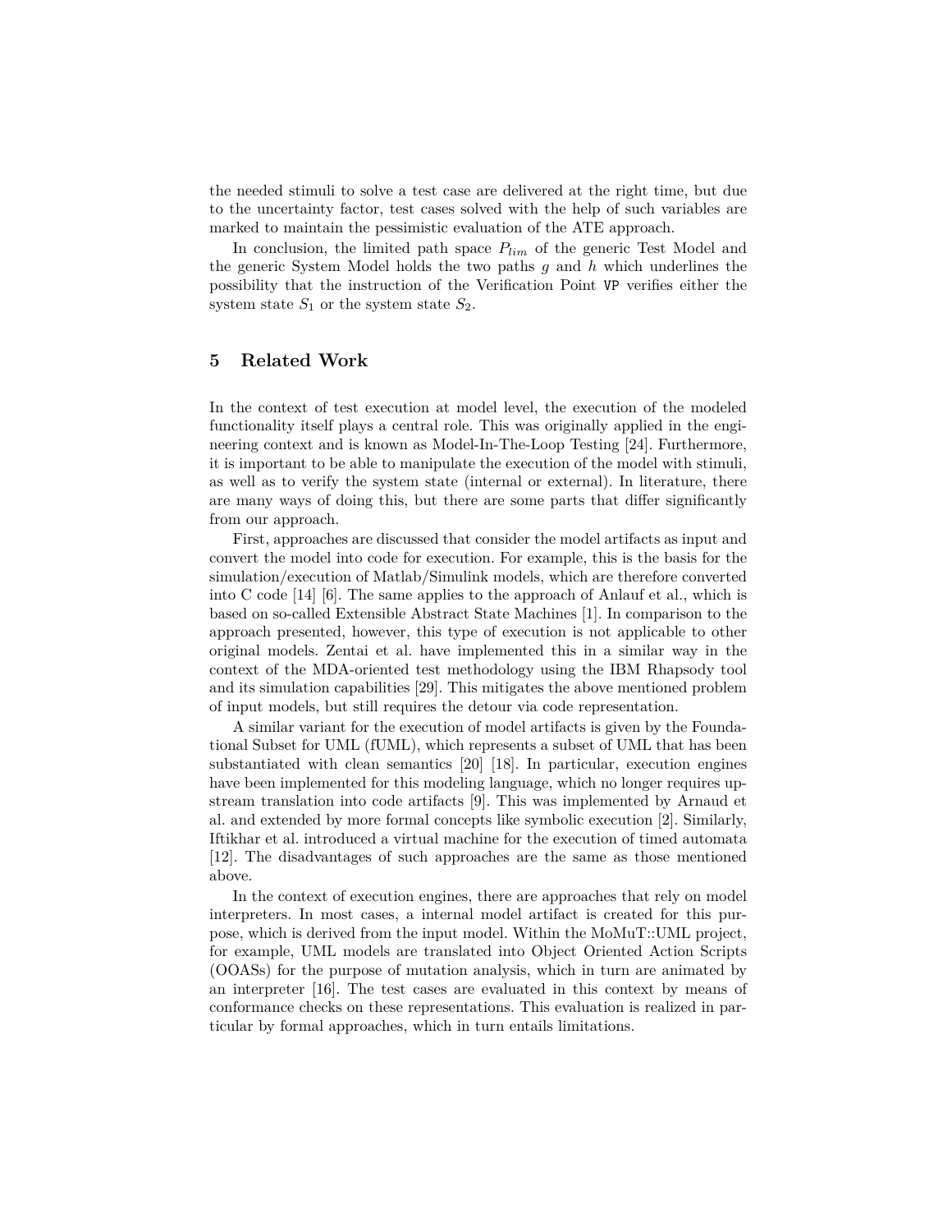the needed stimuli to solve a test case are delivered at the right time, but due to the uncertainty factor, test cases solved with the help of such variables are marked to maintain the pessimistic evaluation of the ATE approach.

In conclusion, the limited path space $P_{lim}$ of the generic Test Model and the generic System Model holds the two paths $g$ and $h$ which underlines the possibility that the instruction of the Verification Point `VP` verifies either the system state $S_1$ or the system state $S_2$.

## 5 Related Work

In the context of test execution at model level, the execution of the modeled functionality itself plays a central role. This was originally applied in the engineering context and is known as Model-In-The-Loop Testing [24]. Furthermore, it is important to be able to manipulate the execution of the model with stimuli, as well as to verify the system state (internal or external). In literature, there are many ways of doing this, but there are some parts that differ significantly from our approach.

First, approaches are discussed that consider the model artifacts as input and convert the model into code for execution. For example, this is the basis for the simulation/execution of Matlab/Simulink models, which are therefore converted into C code [14] [6]. The same applies to the approach of Anlauf et al., which is based on so-called Extensible Abstract State Machines [1]. In comparison to the approach presented, however, this type of execution is not applicable to other original models. Zentai et al. have implemented this in a similar way in the context of the MDA-oriented test methodology using the IBM Rhapsody tool and its simulation capabilities [29]. This mitigates the above mentioned problem of input models, but still requires the detour via code representation.

A similar variant for the execution of model artifacts is given by the Foundational Subset for UML (fUML), which represents a subset of UML that has been substantiated with clean semantics [20] [18]. In particular, execution engines have been implemented for this modeling language, which no longer requires upstream translation into code artifacts [9]. This was implemented by Arnaud et al. and extended by more formal concepts like symbolic execution [2]. Similarly, Iftikhar et al. introduced a virtual machine for the execution of timed automata [12]. The disadvantages of such approaches are the same as those mentioned above.

In the context of execution engines, there are approaches that rely on model interpreters. In most cases, a internal model artifact is created for this purpose, which is derived from the input model. Within the MoMuT::UML project, for example, UML models are translated into Object Oriented Action Scripts (OOASs) for the purpose of mutation analysis, which in turn are animated by an interpreter [16]. The test cases are evaluated in this context by means of conformance checks on these representations. This evaluation is realized in particular by formal approaches, which in turn entails limitations.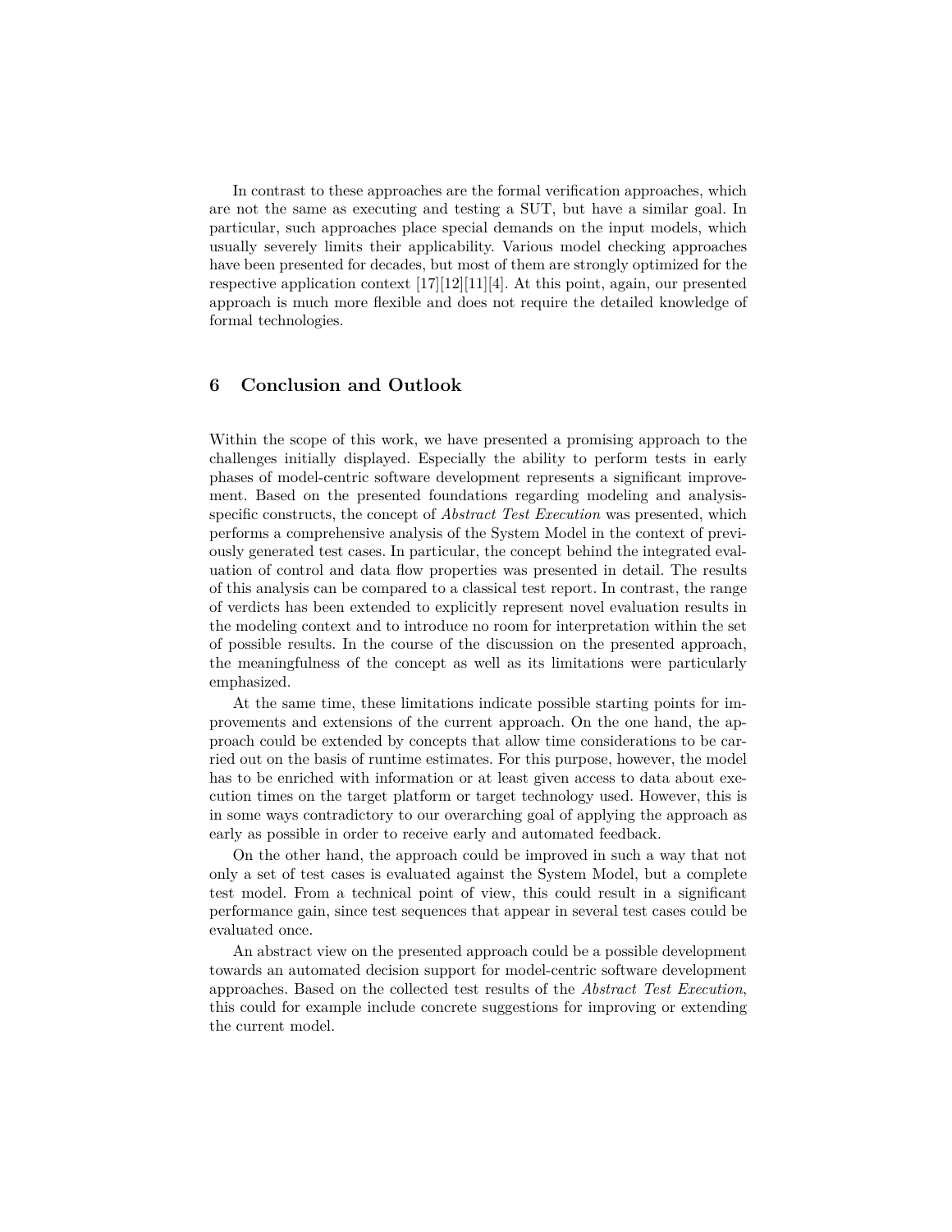In contrast to these approaches are the formal verification approaches, which are not the same as executing and testing a SUT, but have a similar goal. In particular, such approaches place special demands on the input models, which usually severely limits their applicability. Various model checking approaches have been presented for decades, but most of them are strongly optimized for the respective application context [17][12][11][4]. At this point, again, our presented approach is much more flexible and does not require the detailed knowledge of formal technologies.

## 6 Conclusion and Outlook

Within the scope of this work, we have presented a promising approach to the challenges initially displayed. Especially the ability to perform tests in early phases of model-centric software development represents a significant improvement. Based on the presented foundations regarding modeling and analysis-specific constructs, the concept of *Abstract Test Execution* was presented, which performs a comprehensive analysis of the System Model in the context of previously generated test cases. In particular, the concept behind the integrated evaluation of control and data flow properties was presented in detail. The results of this analysis can be compared to a classical test report. In contrast, the range of verdicts has been extended to explicitly represent novel evaluation results in the modeling context and to introduce no room for interpretation within the set of possible results. In the course of the discussion on the presented approach, the meaningfulness of the concept as well as its limitations were particularly emphasized.

At the same time, these limitations indicate possible starting points for improvements and extensions of the current approach. On the one hand, the approach could be extended by concepts that allow time considerations to be carried out on the basis of runtime estimates. For this purpose, however, the model has to be enriched with information or at least given access to data about execution times on the target platform or target technology used. However, this is in some ways contradictory to our overarching goal of applying the approach as early as possible in order to receive early and automated feedback.

On the other hand, the approach could be improved in such a way that not only a set of test cases is evaluated against the System Model, but a complete test model. From a technical point of view, this could result in a significant performance gain, since test sequences that appear in several test cases could be evaluated once.

An abstract view on the presented approach could be a possible development towards an automated decision support for model-centric software development approaches. Based on the collected test results of the *Abstract Test Execution*, this could for example include concrete suggestions for improving or extending the current model.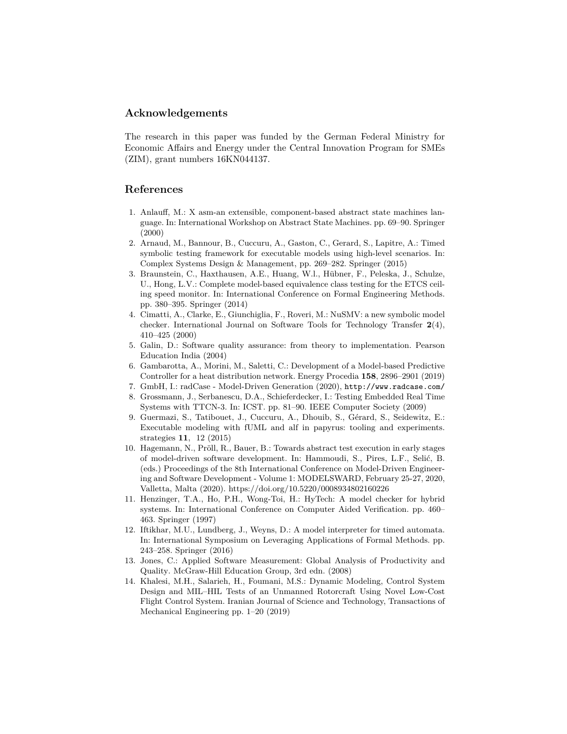## Acknowledgements

The research in this paper was funded by the German Federal Ministry for Economic Affairs and Energy under the Central Innovation Program for SMEs (ZIM), grant numbers 16KN044137.

## References

1. Anlauff, M.: X asm-an extensible, component-based abstract state machines language. In: International Workshop on Abstract State Machines. pp. 69–90. Springer (2000)
2. Arnaud, M., Bannour, B., Cuccuru, A., Gaston, C., Gerard, S., Lapitre, A.: Timed symbolic testing framework for executable models using high-level scenarios. In: Complex Systems Design & Management, pp. 269–282. Springer (2015)
3. Braunstein, C., Haxthausen, A.E., Huang, W.l., Hübner, F., Peleska, J., Schulze, U., Hong, L.V.: Complete model-based equivalence class testing for the ETCS ceiling speed monitor. In: International Conference on Formal Engineering Methods. pp. 380–395. Springer (2014)
4. Cimatti, A., Clarke, E., Giunchiglia, F., Roveri, M.: NuSMV: a new symbolic model checker. International Journal on Software Tools for Technology Transfer **2**(4), 410–425 (2000)
5. Galin, D.: Software quality assurance: from theory to implementation. Pearson Education India (2004)
6. Gambarotta, A., Morini, M., Saletti, C.: Development of a Model-based Predictive Controller for a heat distribution network. Energy Procedia **158**, 2896–2901 (2019)
7. GmbH, I.: radCase - Model-Driven Generation (2020), `http://www.radcase.com/`
8. Grossmann, J., Serbanescu, D.A., Schieferdecker, I.: Testing Embedded Real Time Systems with TTCN-3. In: ICST. pp. 81–90. IEEE Computer Society (2009)
9. Guermazi, S., Tatibouet, J., Cuccuru, A., Dhouib, S., Gérard, S., Seidewitz, E.: Executable modeling with fUML and alf in papyrus: tooling and experiments. strategies **11**, 12 (2015)
10. Hagemann, N., Pröll, R., Bauer, B.: Towards abstract test execution in early stages of model-driven software development. In: Hammoudi, S., Pires, L.F., Selić, B. (eds.) Proceedings of the 8th International Conference on Model-Driven Engineering and Software Development - Volume 1: MODELSWARD, February 25-27, 2020, Valletta, Malta (2020). https://doi.org/10.5220/0008934802160226
11. Henzinger, T.A., Ho, P.H., Wong-Toi, H.: HyTech: A model checker for hybrid systems. In: International Conference on Computer Aided Verification. pp. 460–463. Springer (1997)
12. Iftikhar, M.U., Lundberg, J., Weyns, D.: A model interpreter for timed automata. In: International Symposium on Leveraging Applications of Formal Methods. pp. 243–258. Springer (2016)
13. Jones, C.: Applied Software Measurement: Global Analysis of Productivity and Quality. McGraw-Hill Education Group, 3rd edn. (2008)
14. Khalesi, M.H., Salarieh, H., Foumani, M.S.: Dynamic Modeling, Control System Design and MIL–HIL Tests of an Unmanned Rotorcraft Using Novel Low-Cost Flight Control System. Iranian Journal of Science and Technology, Transactions of Mechanical Engineering pp. 1–20 (2019)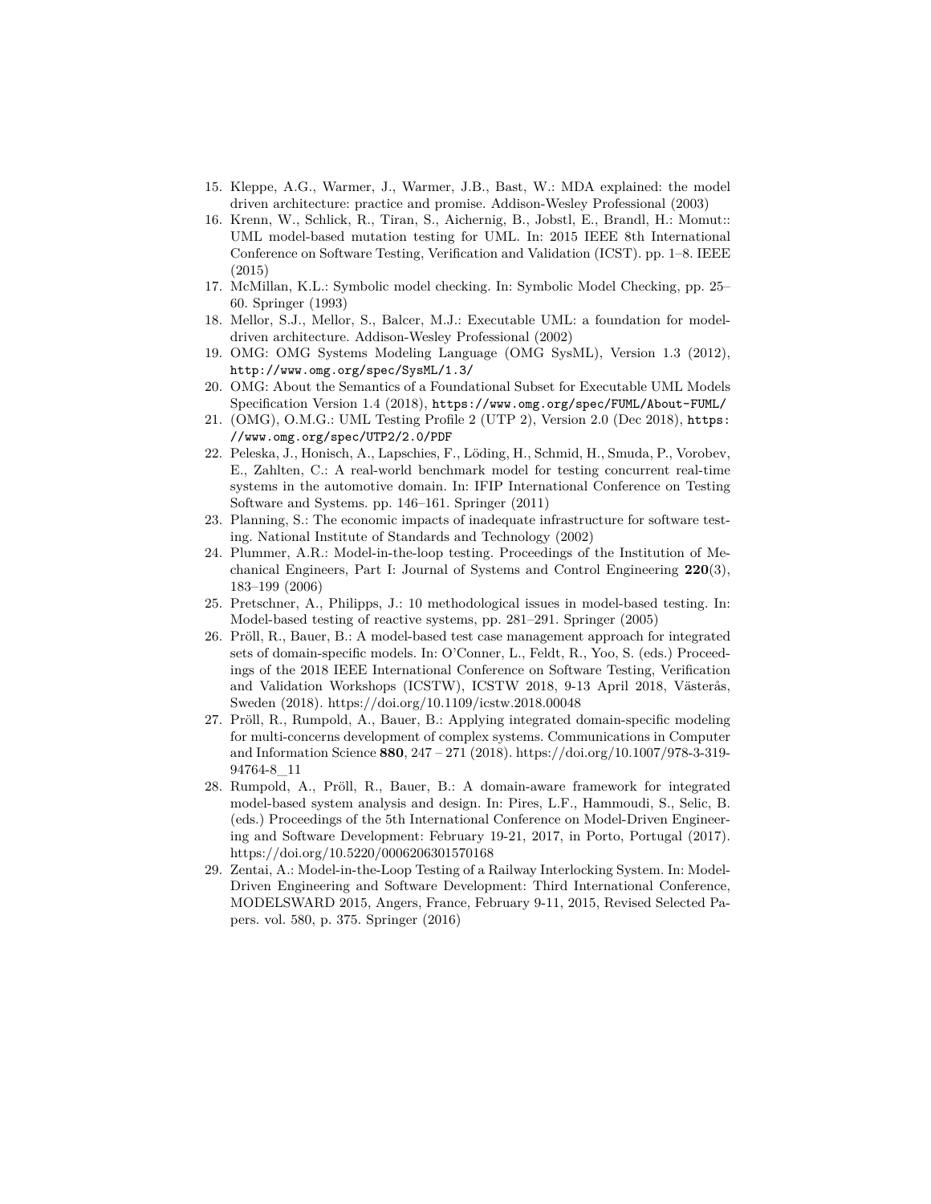15. Kleppe, A.G., Warmer, J., Warmer, J.B., Bast, W.: MDA explained: the model driven architecture: practice and promise. Addison-Wesley Professional (2003)
16. Krenn, W., Schlick, R., Tiran, S., Aichernig, B., Jobstl, E., Brandl, H.: Momut:: UML model-based mutation testing for UML. In: 2015 IEEE 8th International Conference on Software Testing, Verification and Validation (ICST). pp. 1–8. IEEE (2015)
17. McMillan, K.L.: Symbolic model checking. In: Symbolic Model Checking, pp. 25–60. Springer (1993)
18. Mellor, S.J., Mellor, S., Balcer, M.J.: Executable UML: a foundation for model-driven architecture. Addison-Wesley Professional (2002)
19. OMG: OMG Systems Modeling Language (OMG SysML), Version 1.3 (2012), `http://www.omg.org/spec/SysML/1.3/`
20. OMG: About the Semantics of a Foundational Subset for Executable UML Models Specification Version 1.4 (2018), `https://www.omg.org/spec/FUML/About-FUML/`
21. (OMG), O.M.G.: UML Testing Profile 2 (UTP 2), Version 2.0 (Dec 2018), `https://www.omg.org/spec/UTP2/2.0/PDF`
22. Peleska, J., Honisch, A., Lapschies, F., Löding, H., Schmid, H., Smuda, P., Vorobev, E., Zahlten, C.: A real-world benchmark model for testing concurrent real-time systems in the automotive domain. In: IFIP International Conference on Testing Software and Systems. pp. 146–161. Springer (2011)
23. Planning, S.: The economic impacts of inadequate infrastructure for software testing. National Institute of Standards and Technology (2002)
24. Plummer, A.R.: Model-in-the-loop testing. Proceedings of the Institution of Mechanical Engineers, Part I: Journal of Systems and Control Engineering **220**(3), 183–199 (2006)
25. Pretschner, A., Philipps, J.: 10 methodological issues in model-based testing. In: Model-based testing of reactive systems, pp. 281–291. Springer (2005)
26. Pröll, R., Bauer, B.: A model-based test case management approach for integrated sets of domain-specific models. In: O'Conner, L., Feldt, R., Yoo, S. (eds.) Proceedings of the 2018 IEEE International Conference on Software Testing, Verification and Validation Workshops (ICSTW), ICSTW 2018, 9-13 April 2018, Västerås, Sweden (2018). https://doi.org/10.1109/icstw.2018.00048
27. Pröll, R., Rumpold, A., Bauer, B.: Applying integrated domain-specific modeling for multi-concerns development of complex systems. Communications in Computer and Information Science **880**, 247 – 271 (2018). https://doi.org/10.1007/978-3-319-94764-8_11
28. Rumpold, A., Pröll, R., Bauer, B.: A domain-aware framework for integrated model-based system analysis and design. In: Pires, L.F., Hammoudi, S., Selic, B. (eds.) Proceedings of the 5th International Conference on Model-Driven Engineering and Software Development: February 19-21, 2017, in Porto, Portugal (2017). https://doi.org/10.5220/0006206301570168
29. Zentai, A.: Model-in-the-Loop Testing of a Railway Interlocking System. In: Model-Driven Engineering and Software Development: Third International Conference, MODELSWARD 2015, Angers, France, February 9-11, 2015, Revised Selected Papers. vol. 580, p. 375. Springer (2016)